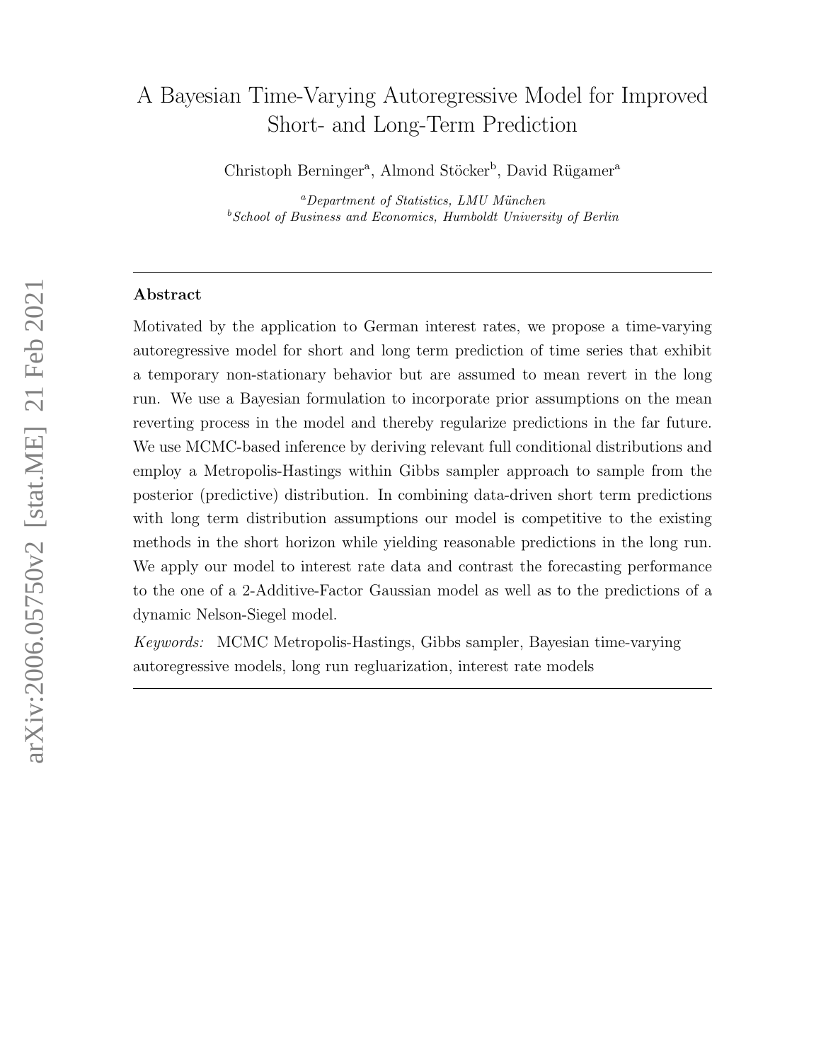# A Bayesian Time-Varying Autoregressive Model for Improved Short- and Long-Term Prediction

Christoph Berninger[a], Almond Stöcker[b], David Rügamer[a]

[a] *Department of Statistics, LMU München*
[b] *School of Business and Economics, Humboldt University of Berlin*

---

## Abstract

Motivated by the application to German interest rates, we propose a time-varying autoregressive model for short and long term prediction of time series that exhibit a temporary non-stationary behavior but are assumed to mean revert in the long run. We use a Bayesian formulation to incorporate prior assumptions on the mean reverting process in the model and thereby regularize predictions in the far future. We use MCMC-based inference by deriving relevant full conditional distributions and employ a Metropolis-Hastings within Gibbs sampler approach to sample from the posterior (predictive) distribution. In combining data-driven short term predictions with long term distribution assumptions our model is competitive to the existing methods in the short horizon while yielding reasonable predictions in the long run. We apply our model to interest rate data and contrast the forecasting performance to the one of a 2-Additive-Factor Gaussian model as well as to the predictions of a dynamic Nelson-Siegel model.

*Keywords:* MCMC Metropolis-Hastings, Gibbs sampler, Bayesian time-varying autoregressive models, long run regluarization, interest rate models

---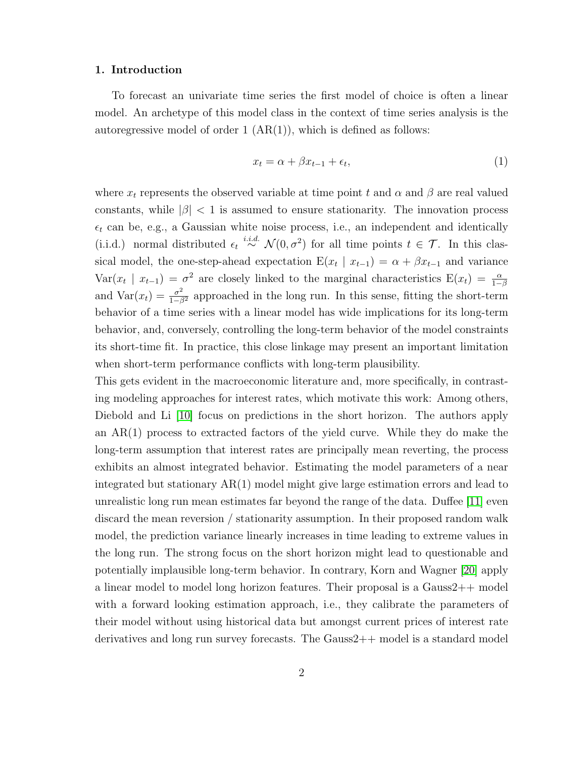## 1. Introduction

To forecast an univariate time series the first model of choice is often a linear model. An archetype of this model class in the context of time series analysis is the autoregressive model of order 1 (AR(1)), which is defined as follows:

$$x_t = \alpha + \beta x_{t-1} + \epsilon_t, \tag{1}$$

where $x_t$ represents the observed variable at time point $t$ and $\alpha$ and $\beta$ are real valued constants, while $|\beta| < 1$ is assumed to ensure stationarity. The innovation process $\epsilon_t$ can be, e.g., a Gaussian white noise process, i.e., an independent and identically (i.i.d.) normal distributed $\epsilon_t \overset{i.i.d.}{\sim} \mathcal{N}(0, \sigma^2)$ for all time points $t \in \mathcal{T}$. In this classical model, the one-step-ahead expectation $\mathrm{E}(x_t \mid x_{t-1}) = \alpha + \beta x_{t-1}$ and variance $\mathrm{Var}(x_t \mid x_{t-1}) = \sigma^2$ are closely linked to the marginal characteristics $\mathrm{E}(x_t) = \frac{\alpha}{1-\beta}$ and $\mathrm{Var}(x_t) = \frac{\sigma^2}{1-\beta^2}$ approached in the long run. In this sense, fitting the short-term behavior of a time series with a linear model has wide implications for its long-term behavior, and, conversely, controlling the long-term behavior of the model constraints its short-time fit. In practice, this close linkage may present an important limitation when short-term performance conflicts with long-term plausibility.

This gets evident in the macroeconomic literature and, more specifically, in contrasting modeling approaches for interest rates, which motivate this work: Among others, Diebold and Li [10] focus on predictions in the short horizon. The authors apply an AR(1) process to extracted factors of the yield curve. While they do make the long-term assumption that interest rates are principally mean reverting, the process exhibits an almost integrated behavior. Estimating the model parameters of a near integrated but stationary AR(1) model might give large estimation errors and lead to unrealistic long run mean estimates far beyond the range of the data. Duffee [11] even discard the mean reversion / stationarity assumption. In their proposed random walk model, the prediction variance linearly increases in time leading to extreme values in the long run. The strong focus on the short horizon might lead to questionable and potentially implausible long-term behavior. In contrary, Korn and Wagner [20] apply a linear model to model long horizon features. Their proposal is a Gauss2++ model with a forward looking estimation approach, i.e., they calibrate the parameters of their model without using historical data but amongst current prices of interest rate derivatives and long run survey forecasts. The Gauss2++ model is a standard model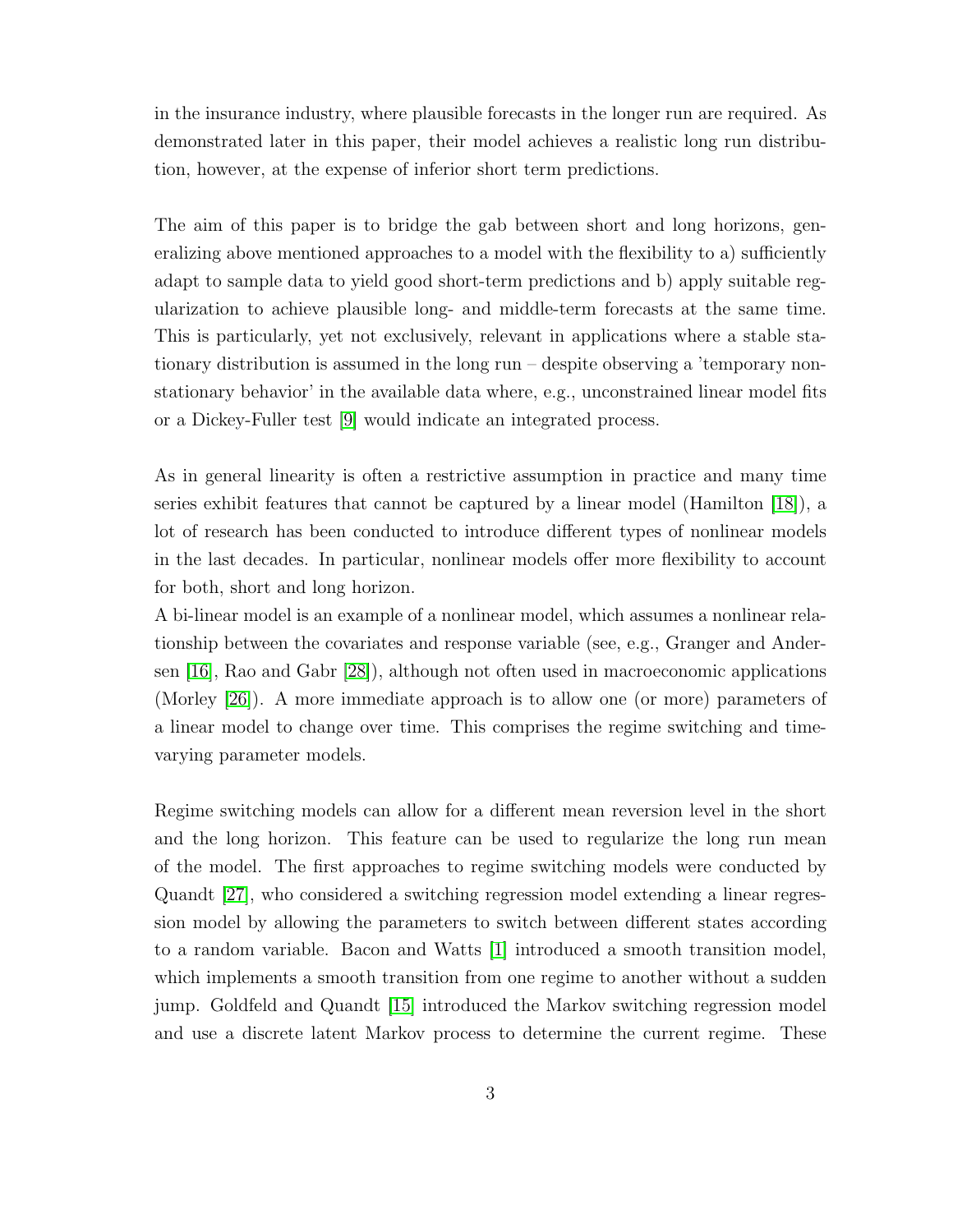in the insurance industry, where plausible forecasts in the longer run are required. As demonstrated later in this paper, their model achieves a realistic long run distribution, however, at the expense of inferior short term predictions.

The aim of this paper is to bridge the gab between short and long horizons, generalizing above mentioned approaches to a model with the flexibility to a) sufficiently adapt to sample data to yield good short-term predictions and b) apply suitable regularization to achieve plausible long- and middle-term forecasts at the same time. This is particularly, yet not exclusively, relevant in applications where a stable stationary distribution is assumed in the long run – despite observing a 'temporary non-stationary behavior' in the available data where, e.g., unconstrained linear model fits or a Dickey-Fuller test [9] would indicate an integrated process.

As in general linearity is often a restrictive assumption in practice and many time series exhibit features that cannot be captured by a linear model (Hamilton [18]), a lot of research has been conducted to introduce different types of nonlinear models in the last decades. In particular, nonlinear models offer more flexibility to account for both, short and long horizon.
A bi-linear model is an example of a nonlinear model, which assumes a nonlinear relationship between the covariates and response variable (see, e.g., Granger and Andersen [16], Rao and Gabr [28]), although not often used in macroeconomic applications (Morley [26]). A more immediate approach is to allow one (or more) parameters of a linear model to change over time. This comprises the regime switching and time-varying parameter models.

Regime switching models can allow for a different mean reversion level in the short and the long horizon. This feature can be used to regularize the long run mean of the model. The first approaches to regime switching models were conducted by Quandt [27], who considered a switching regression model extending a linear regression model by allowing the parameters to switch between different states according to a random variable. Bacon and Watts [1] introduced a smooth transition model, which implements a smooth transition from one regime to another without a sudden jump. Goldfeld and Quandt [15] introduced the Markov switching regression model and use a discrete latent Markov process to determine the current regime. These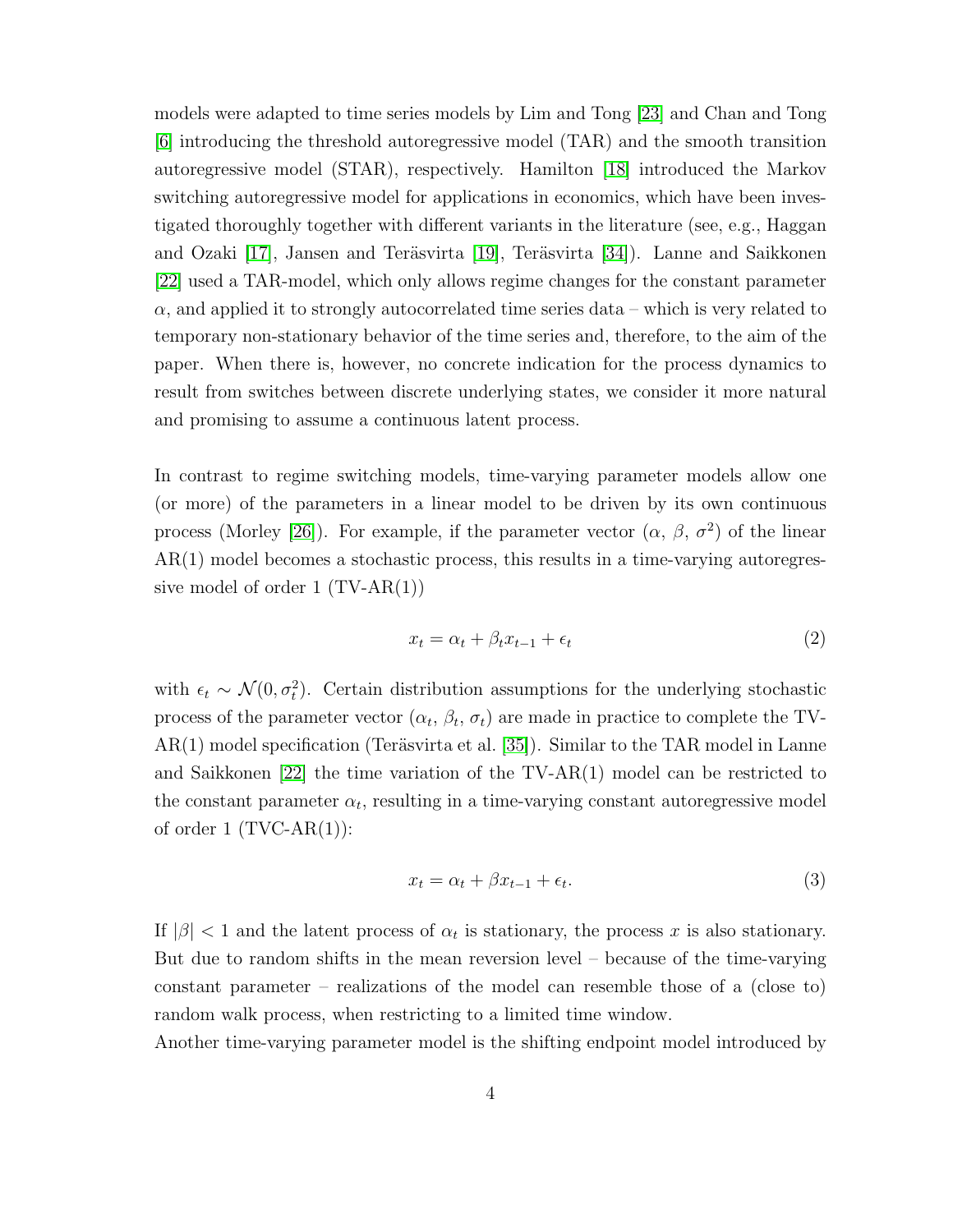models were adapted to time series models by Lim and Tong [23] and Chan and Tong [6] introducing the threshold autoregressive model (TAR) and the smooth transition autoregressive model (STAR), respectively. Hamilton [18] introduced the Markov switching autoregressive model for applications in economics, which have been investigated thoroughly together with different variants in the literature (see, e.g., Haggan and Ozaki [17], Jansen and Teräsvirta [19], Teräsvirta [34]). Lanne and Saikkonen [22] used a TAR-model, which only allows regime changes for the constant parameter $\alpha$, and applied it to strongly autocorrelated time series data – which is very related to temporary non-stationary behavior of the time series and, therefore, to the aim of the paper. When there is, however, no concrete indication for the process dynamics to result from switches between discrete underlying states, we consider it more natural and promising to assume a continuous latent process.

In contrast to regime switching models, time-varying parameter models allow one (or more) of the parameters in a linear model to be driven by its own continuous process (Morley [26]). For example, if the parameter vector ($\alpha$, $\beta$, $\sigma^2$) of the linear AR(1) model becomes a stochastic process, this results in a time-varying autoregressive model of order 1 (TV-AR(1))

$$x_t = \alpha_t + \beta_t x_{t-1} + \epsilon_t \tag{2}$$

with $\epsilon_t \sim \mathcal{N}(0, \sigma_t^2)$. Certain distribution assumptions for the underlying stochastic process of the parameter vector ($\alpha_t$, $\beta_t$, $\sigma_t$) are made in practice to complete the TV-AR(1) model specification (Teräsvirta et al. [35]). Similar to the TAR model in Lanne and Saikkonen [22] the time variation of the TV-AR(1) model can be restricted to the constant parameter $\alpha_t$, resulting in a time-varying constant autoregressive model of order 1 (TVC-AR(1)):

$$x_t = \alpha_t + \beta x_{t-1} + \epsilon_t. \tag{3}$$

If $|\beta| < 1$ and the latent process of $\alpha_t$ is stationary, the process $x$ is also stationary. But due to random shifts in the mean reversion level – because of the time-varying constant parameter – realizations of the model can resemble those of a (close to) random walk process, when restricting to a limited time window.

Another time-varying parameter model is the shifting endpoint model introduced by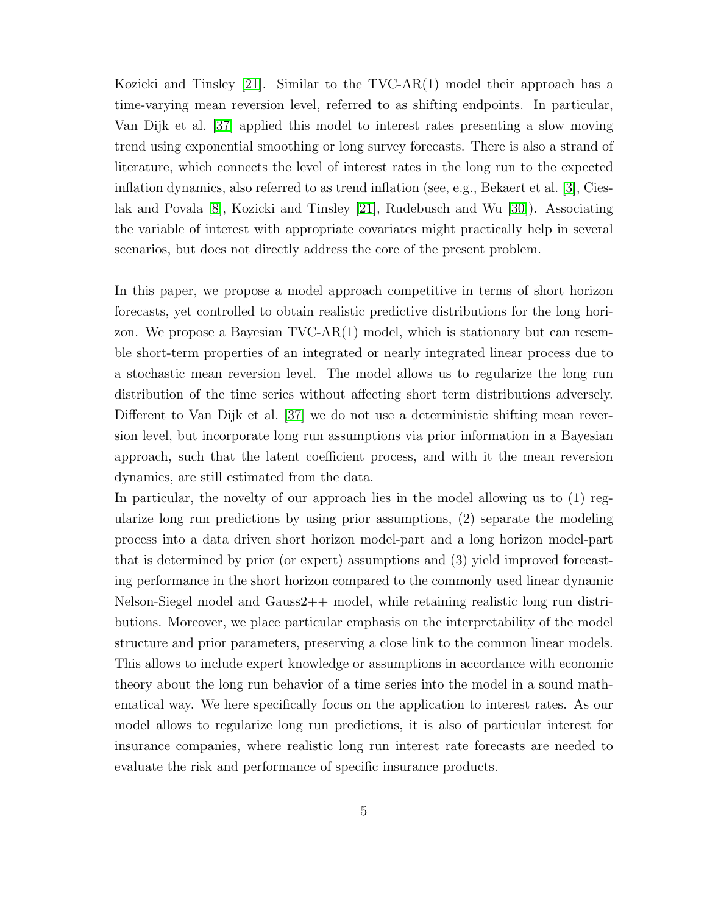Kozicki and Tinsley [21]. Similar to the TVC-AR(1) model their approach has a time-varying mean reversion level, referred to as shifting endpoints. In particular, Van Dijk et al. [37] applied this model to interest rates presenting a slow moving trend using exponential smoothing or long survey forecasts. There is also a strand of literature, which connects the level of interest rates in the long run to the expected inflation dynamics, also referred to as trend inflation (see, e.g., Bekaert et al. [3], Cieslak and Povala [8], Kozicki and Tinsley [21], Rudebusch and Wu [30]). Associating the variable of interest with appropriate covariates might practically help in several scenarios, but does not directly address the core of the present problem.

In this paper, we propose a model approach competitive in terms of short horizon forecasts, yet controlled to obtain realistic predictive distributions for the long horizon. We propose a Bayesian TVC-AR(1) model, which is stationary but can resemble short-term properties of an integrated or nearly integrated linear process due to a stochastic mean reversion level. The model allows us to regularize the long run distribution of the time series without affecting short term distributions adversely. Different to Van Dijk et al. [37] we do not use a deterministic shifting mean reversion level, but incorporate long run assumptions via prior information in a Bayesian approach, such that the latent coefficient process, and with it the mean reversion dynamics, are still estimated from the data.
In particular, the novelty of our approach lies in the model allowing us to (1) regularize long run predictions by using prior assumptions, (2) separate the modeling process into a data driven short horizon model-part and a long horizon model-part that is determined by prior (or expert) assumptions and (3) yield improved forecasting performance in the short horizon compared to the commonly used linear dynamic Nelson-Siegel model and Gauss2++ model, while retaining realistic long run distributions. Moreover, we place particular emphasis on the interpretability of the model structure and prior parameters, preserving a close link to the common linear models. This allows to include expert knowledge or assumptions in accordance with economic theory about the long run behavior of a time series into the model in a sound mathematical way. We here specifically focus on the application to interest rates. As our model allows to regularize long run predictions, it is also of particular interest for insurance companies, where realistic long run interest rate forecasts are needed to evaluate the risk and performance of specific insurance products.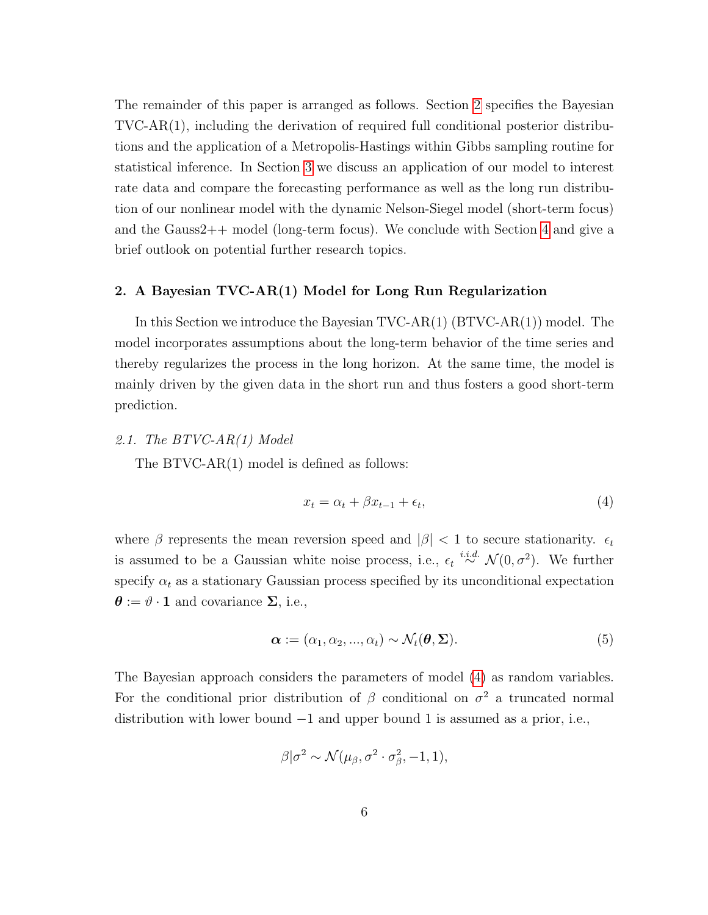The remainder of this paper is arranged as follows. Section 2 specifies the Bayesian TVC-AR(1), including the derivation of required full conditional posterior distributions and the application of a Metropolis-Hastings within Gibbs sampling routine for statistical inference. In Section 3 we discuss an application of our model to interest rate data and compare the forecasting performance as well as the long run distribution of our nonlinear model with the dynamic Nelson-Siegel model (short-term focus) and the Gauss2++ model (long-term focus). We conclude with Section 4 and give a brief outlook on potential further research topics.

## 2. A Bayesian TVC-AR(1) Model for Long Run Regularization

In this Section we introduce the Bayesian TVC-AR(1) (BTVC-AR(1)) model. The model incorporates assumptions about the long-term behavior of the time series and thereby regularizes the process in the long horizon. At the same time, the model is mainly driven by the given data in the short run and thus fosters a good short-term prediction.

### *2.1. The BTVC-AR(1) Model*

The BTVC-AR(1) model is defined as follows:

$$x_t = \alpha_t + \beta x_{t-1} + \epsilon_t, \tag{4}$$

where $\beta$ represents the mean reversion speed and $|\beta| < 1$ to secure stationarity. $\epsilon_t$ is assumed to be a Gaussian white noise process, i.e., $\epsilon_t \overset{i.i.d.}{\sim} \mathcal{N}(0, \sigma^2)$. We further specify $\alpha_t$ as a stationary Gaussian process specified by its unconditional expectation $\boldsymbol{\theta} := \vartheta \cdot \mathbf{1}$ and covariance $\boldsymbol{\Sigma}$, i.e.,

$$\boldsymbol{\alpha} := (\alpha_1, \alpha_2, ..., \alpha_t) \sim \mathcal{N}_t(\boldsymbol{\theta}, \boldsymbol{\Sigma}). \tag{5}$$

The Bayesian approach considers the parameters of model (4) as random variables. For the conditional prior distribution of $\beta$ conditional on $\sigma^2$ a truncated normal distribution with lower bound $-1$ and upper bound 1 is assumed as a prior, i.e.,

$$\beta|\sigma^2 \sim \mathcal{N}(\mu_\beta, \sigma^2 \cdot \sigma_\beta^2, -1, 1),$$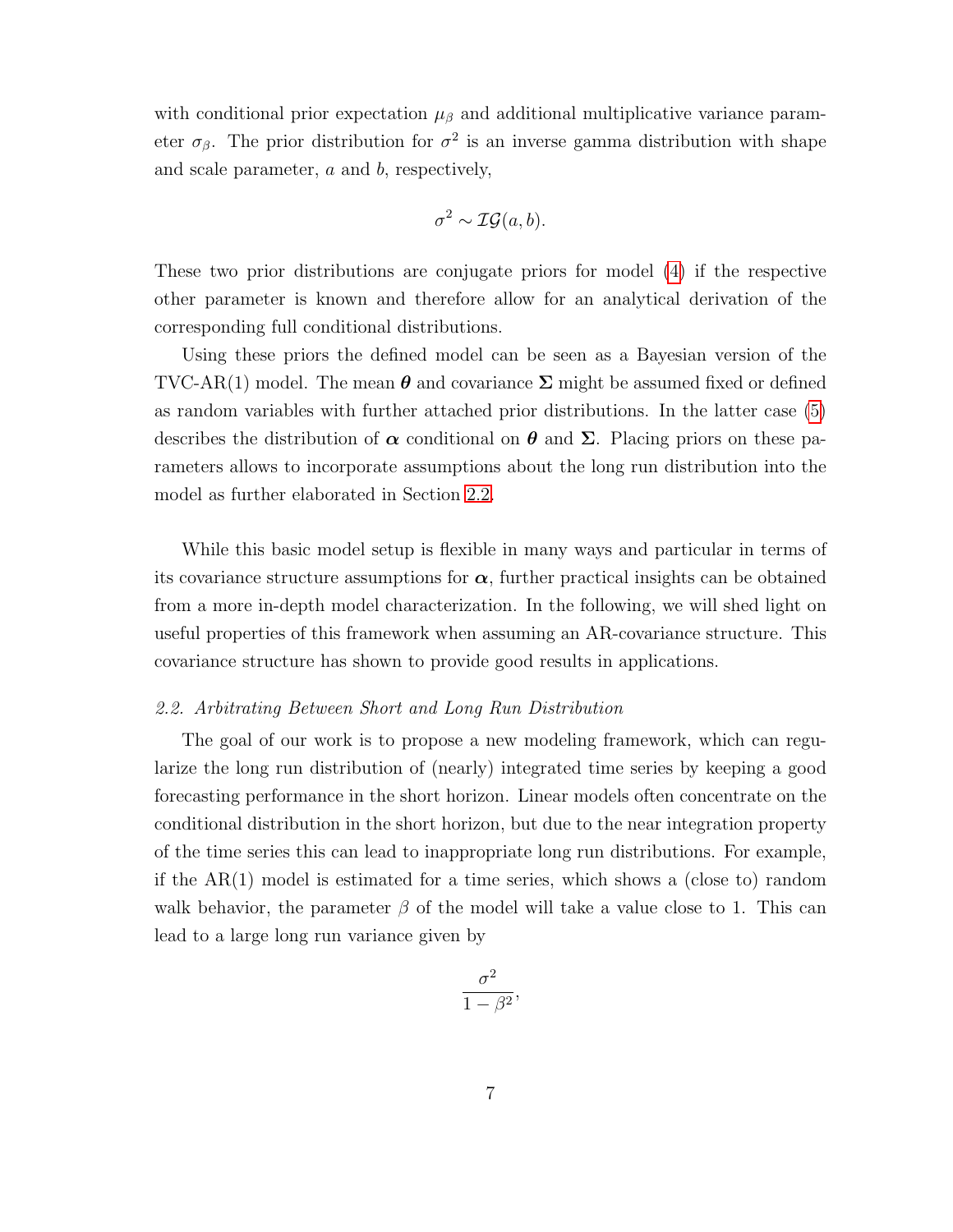with conditional prior expectation $\mu_\beta$ and additional multiplicative variance parameter $\sigma_\beta$. The prior distribution for $\sigma^2$ is an inverse gamma distribution with shape and scale parameter, $a$ and $b$, respectively,

$$\sigma^2 \sim \mathcal{IG}(a, b).$$

These two prior distributions are conjugate priors for model (4) if the respective other parameter is known and therefore allow for an analytical derivation of the corresponding full conditional distributions.

Using these priors the defined model can be seen as a Bayesian version of the TVC-AR(1) model. The mean $\boldsymbol{\theta}$ and covariance $\boldsymbol{\Sigma}$ might be assumed fixed or defined as random variables with further attached prior distributions. In the latter case (5) describes the distribution of $\boldsymbol{\alpha}$ conditional on $\boldsymbol{\theta}$ and $\boldsymbol{\Sigma}$. Placing priors on these parameters allows to incorporate assumptions about the long run distribution into the model as further elaborated in Section 2.2.

While this basic model setup is flexible in many ways and particular in terms of its covariance structure assumptions for $\boldsymbol{\alpha}$, further practical insights can be obtained from a more in-depth model characterization. In the following, we will shed light on useful properties of this framework when assuming an AR-covariance structure. This covariance structure has shown to provide good results in applications.

### *2.2. Arbitrating Between Short and Long Run Distribution*

The goal of our work is to propose a new modeling framework, which can regularize the long run distribution of (nearly) integrated time series by keeping a good forecasting performance in the short horizon. Linear models often concentrate on the conditional distribution in the short horizon, but due to the near integration property of the time series this can lead to inappropriate long run distributions. For example, if the AR(1) model is estimated for a time series, which shows a (close to) random walk behavior, the parameter $\beta$ of the model will take a value close to 1. This can lead to a large long run variance given by

$$\frac{\sigma^2}{1 - \beta^2},$$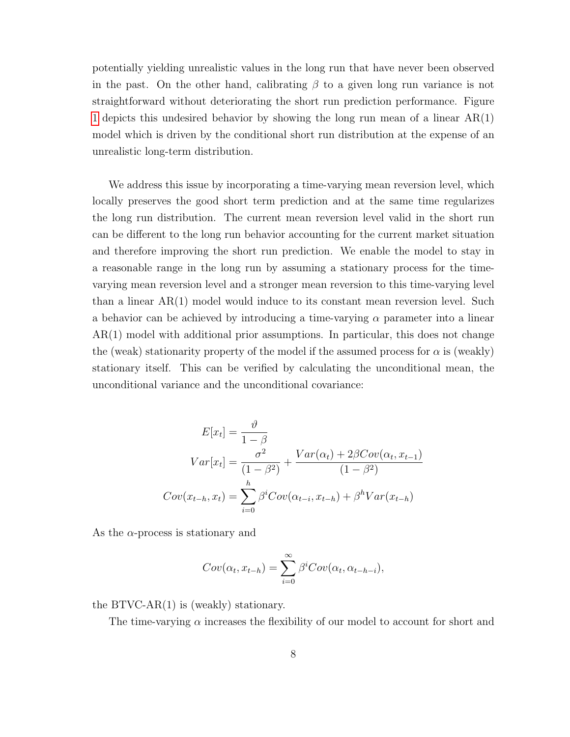potentially yielding unrealistic values in the long run that have never been observed in the past. On the other hand, calibrating $\beta$ to a given long run variance is not straightforward without deteriorating the short run prediction performance. Figure 1 depicts this undesired behavior by showing the long run mean of a linear AR(1) model which is driven by the conditional short run distribution at the expense of an unrealistic long-term distribution.

We address this issue by incorporating a time-varying mean reversion level, which locally preserves the good short term prediction and at the same time regularizes the long run distribution. The current mean reversion level valid in the short run can be different to the long run behavior accounting for the current market situation and therefore improving the short run prediction. We enable the model to stay in a reasonable range in the long run by assuming a stationary process for the time-varying mean reversion level and a stronger mean reversion to this time-varying level than a linear AR(1) model would induce to its constant mean reversion level. Such a behavior can be achieved by introducing a time-varying $\alpha$ parameter into a linear AR(1) model with additional prior assumptions. In particular, this does not change the (weak) stationarity property of the model if the assumed process for $\alpha$ is (weakly) stationary itself. This can be verified by calculating the unconditional mean, the unconditional variance and the unconditional covariance:

$$
\begin{aligned}
E[x_t] &= \frac{\vartheta}{1-\beta} \\
Var[x_t] &= \frac{\sigma^2}{(1-\beta^2)} + \frac{Var(\alpha_t) + 2\beta Cov(\alpha_t, x_{t-1})}{(1-\beta^2)} \\
Cov(x_{t-h}, x_t) &= \sum_{i=0}^{h} \beta^i Cov(\alpha_{t-i}, x_{t-h}) + \beta^h Var(x_{t-h})
\end{aligned}
$$

As the $\alpha$-process is stationary and

$$
Cov(\alpha_t, x_{t-h}) = \sum_{i=0}^{\infty} \beta^i Cov(\alpha_t, \alpha_{t-h-i}),
$$

the BTVC-AR(1) is (weakly) stationary.

The time-varying $\alpha$ increases the flexibility of our model to account for short and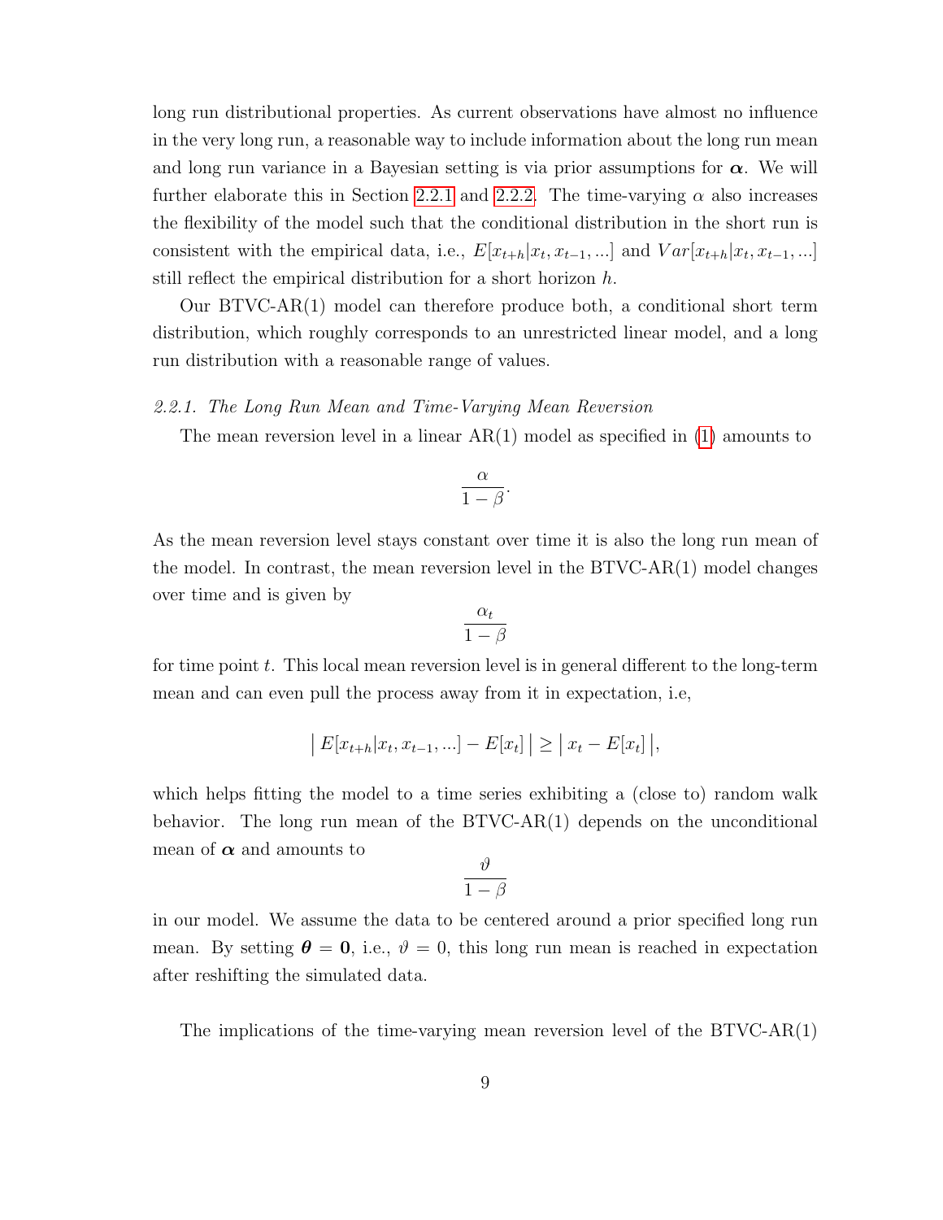long run distributional properties. As current observations have almost no influence in the very long run, a reasonable way to include information about the long run mean and long run variance in a Bayesian setting is via prior assumptions for $\boldsymbol{\alpha}$. We will further elaborate this in Section 2.2.1 and 2.2.2. The time-varying $\alpha$ also increases the flexibility of the model such that the conditional distribution in the short run is consistent with the empirical data, i.e., $E[x_{t+h}|x_t, x_{t-1}, ...]$ and $Var[x_{t+h}|x_t, x_{t-1}, ...]$ still reflect the empirical distribution for a short horizon $h$.

Our BTVC-AR(1) model can therefore produce both, a conditional short term distribution, which roughly corresponds to an unrestricted linear model, and a long run distribution with a reasonable range of values.

### *2.2.1. The Long Run Mean and Time-Varying Mean Reversion*

The mean reversion level in a linear AR(1) model as specified in (1) amounts to

$$\frac{\alpha}{1-\beta}.$$

As the mean reversion level stays constant over time it is also the long run mean of the model. In contrast, the mean reversion level in the BTVC-AR(1) model changes over time and is given by

$$\frac{\alpha_t}{1-\beta}$$

for time point $t$. This local mean reversion level is in general different to the long-term mean and can even pull the process away from it in expectation, i.e,

$$\big|\, E[x_{t+h}|x_t, x_{t-1}, ...] - E[x_t] \,\big| \geq \big|\, x_t - E[x_t] \,\big|,$$

which helps fitting the model to a time series exhibiting a (close to) random walk behavior. The long run mean of the BTVC-AR(1) depends on the unconditional mean of $\boldsymbol{\alpha}$ and amounts to

$$\frac{\vartheta}{1-\beta}$$

in our model. We assume the data to be centered around a prior specified long run mean. By setting $\boldsymbol{\theta} = \mathbf{0}$, i.e., $\vartheta = 0$, this long run mean is reached in expectation after reshifting the simulated data.

The implications of the time-varying mean reversion level of the BTVC-AR(1)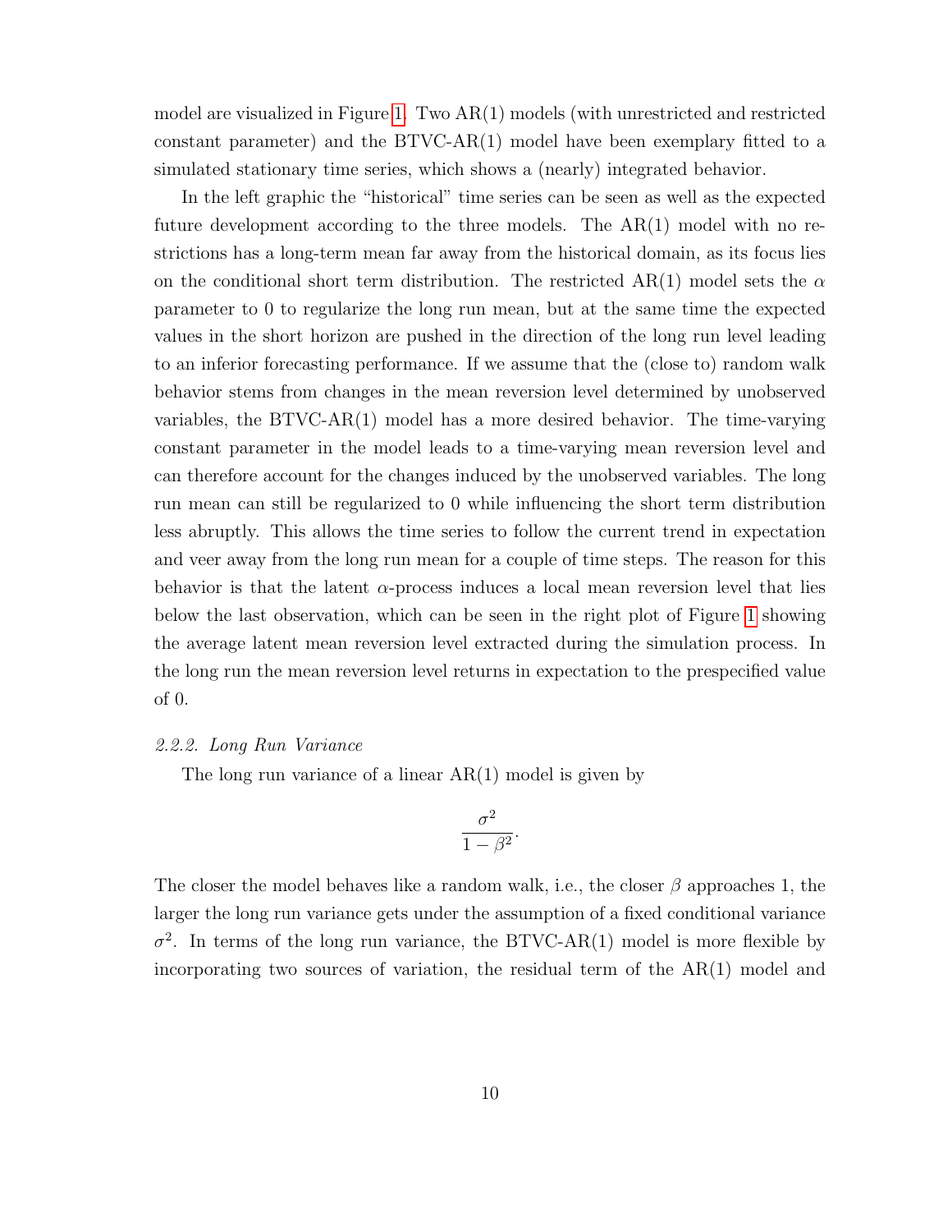model are visualized in Figure 1. Two AR(1) models (with unrestricted and restricted constant parameter) and the BTVC-AR(1) model have been exemplary fitted to a simulated stationary time series, which shows a (nearly) integrated behavior.

In the left graphic the "historical" time series can be seen as well as the expected future development according to the three models. The AR(1) model with no restrictions has a long-term mean far away from the historical domain, as its focus lies on the conditional short term distribution. The restricted AR(1) model sets the $\alpha$ parameter to 0 to regularize the long run mean, but at the same time the expected values in the short horizon are pushed in the direction of the long run level leading to an inferior forecasting performance. If we assume that the (close to) random walk behavior stems from changes in the mean reversion level determined by unobserved variables, the BTVC-AR(1) model has a more desired behavior. The time-varying constant parameter in the model leads to a time-varying mean reversion level and can therefore account for the changes induced by the unobserved variables. The long run mean can still be regularized to 0 while influencing the short term distribution less abruptly. This allows the time series to follow the current trend in expectation and veer away from the long run mean for a couple of time steps. The reason for this behavior is that the latent $\alpha$-process induces a local mean reversion level that lies below the last observation, which can be seen in the right plot of Figure 1 showing the average latent mean reversion level extracted during the simulation process. In the long run the mean reversion level returns in expectation to the prespecified value of 0.

### *2.2.2. Long Run Variance*

The long run variance of a linear AR(1) model is given by

$$\frac{\sigma^2}{1-\beta^2}.$$

The closer the model behaves like a random walk, i.e., the closer $\beta$ approaches 1, the larger the long run variance gets under the assumption of a fixed conditional variance $\sigma^2$. In terms of the long run variance, the BTVC-AR(1) model is more flexible by incorporating two sources of variation, the residual term of the AR(1) model and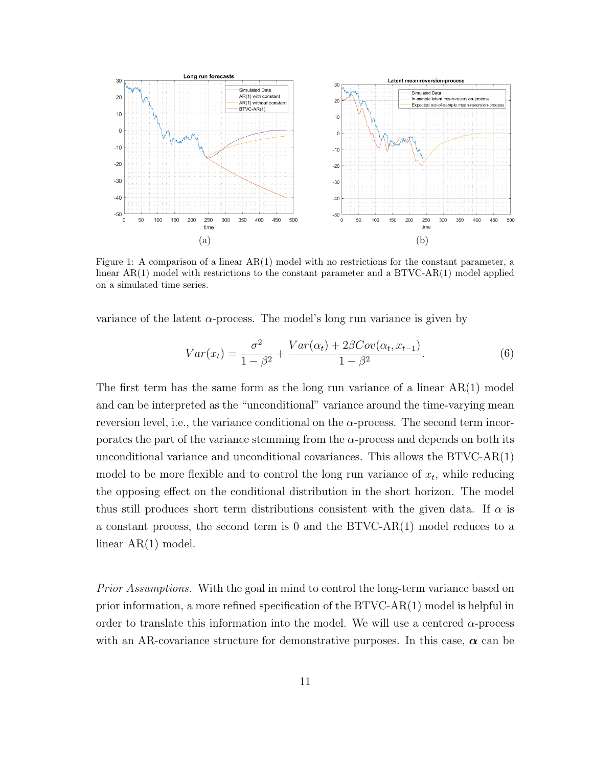Figure 1: A comparison of a linear AR(1) model with no restrictions for the constant parameter, a linear AR(1) model with restrictions to the constant parameter and a BTVC-AR(1) model applied on a simulated time series.

variance of the latent $\alpha$-process. The model's long run variance is given by

$$Var(x_t) = \frac{\sigma^2}{1-\beta^2} + \frac{Var(\alpha_t) + 2\beta Cov(\alpha_t, x_{t-1})}{1-\beta^2}. \tag{6}$$

The first term has the same form as the long run variance of a linear AR(1) model and can be interpreted as the "unconditional" variance around the time-varying mean reversion level, i.e., the variance conditional on the $\alpha$-process. The second term incorporates the part of the variance stemming from the $\alpha$-process and depends on both its unconditional variance and unconditional covariances. This allows the BTVC-AR(1) model to be more flexible and to control the long run variance of $x_t$, while reducing the opposing effect on the conditional distribution in the short horizon. The model thus still produces short term distributions consistent with the given data. If $\alpha$ is a constant process, the second term is 0 and the BTVC-AR(1) model reduces to a linear AR(1) model.

*Prior Assumptions.* With the goal in mind to control the long-term variance based on prior information, a more refined specification of the BTVC-AR(1) model is helpful in order to translate this information into the model. We will use a centered $\alpha$-process with an AR-covariance structure for demonstrative purposes. In this case, $\boldsymbol{\alpha}$ can be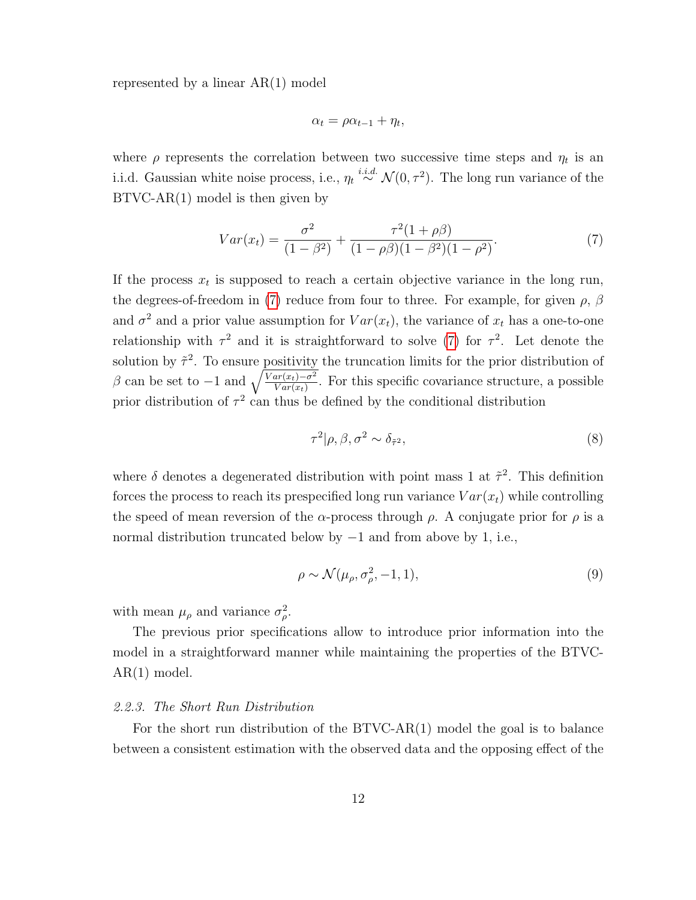represented by a linear AR(1) model

$$\alpha_t = \rho \alpha_{t-1} + \eta_t,$$

where $\rho$ represents the correlation between two successive time steps and $\eta_t$ is an i.i.d. Gaussian white noise process, i.e., $\eta_t \overset{i.i.d.}{\sim} \mathcal{N}(0, \tau^2)$. The long run variance of the BTVC-AR(1) model is then given by

$$Var(x_t) = \frac{\sigma^2}{(1-\beta^2)} + \frac{\tau^2(1+\rho\beta)}{(1-\rho\beta)(1-\beta^2)(1-\rho^2)}. \tag{7}$$

If the process $x_t$ is supposed to reach a certain objective variance in the long run, the degrees-of-freedom in (7) reduce from four to three. For example, for given $\rho$, $\beta$ and $\sigma^2$ and a prior value assumption for $Var(x_t)$, the variance of $x_t$ has a one-to-one relationship with $\tau^2$ and it is straightforward to solve (7) for $\tau^2$. Let denote the solution by $\tilde{\tau}^2$. To ensure positivity the truncation limits for the prior distribution of $\beta$ can be set to $-1$ and $\sqrt{\frac{Var(x_t)-\sigma^2}{Var(x_t)}}$. For this specific covariance structure, a possible prior distribution of $\tau^2$ can thus be defined by the conditional distribution

$$\tau^2 | \rho, \beta, \sigma^2 \sim \delta_{\tilde{\tau}^2}, \tag{8}$$

where $\delta$ denotes a degenerated distribution with point mass 1 at $\tilde{\tau}^2$. This definition forces the process to reach its prespecified long run variance $Var(x_t)$ while controlling the speed of mean reversion of the $\alpha$-process through $\rho$. A conjugate prior for $\rho$ is a normal distribution truncated below by $-1$ and from above by 1, i.e.,

$$\rho \sim \mathcal{N}(\mu_\rho, \sigma_\rho^2, -1, 1), \tag{9}$$

with mean $\mu_\rho$ and variance $\sigma_\rho^2$.

The previous prior specifications allow to introduce prior information into the model in a straightforward manner while maintaining the properties of the BTVC-AR(1) model.

#### *2.2.3. The Short Run Distribution*

For the short run distribution of the BTVC-AR(1) model the goal is to balance between a consistent estimation with the observed data and the opposing effect of the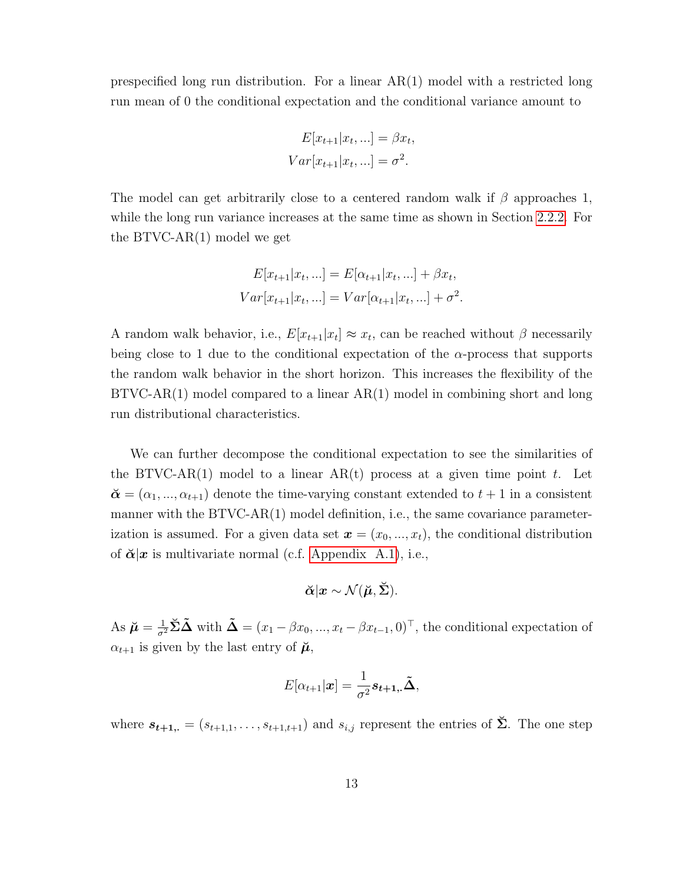prespecified long run distribution. For a linear AR(1) model with a restricted long run mean of 0 the conditional expectation and the conditional variance amount to

$$
\begin{aligned}
E[x_{t+1}|x_t, ...] &= \beta x_t, \\
Var[x_{t+1}|x_t, ...] &= \sigma^2.
\end{aligned}
$$

The model can get arbitrarily close to a centered random walk if $\beta$ approaches 1, while the long run variance increases at the same time as shown in Section 2.2.2. For the BTVC-AR(1) model we get

$$
\begin{aligned}
E[x_{t+1}|x_t, ...] &= E[\alpha_{t+1}|x_t, ...] + \beta x_t, \\
Var[x_{t+1}|x_t, ...] &= Var[\alpha_{t+1}|x_t, ...] + \sigma^2.
\end{aligned}
$$

A random walk behavior, i.e., $E[x_{t+1}|x_t] \approx x_t$, can be reached without $\beta$ necessarily being close to 1 due to the conditional expectation of the $\alpha$-process that supports the random walk behavior in the short horizon. This increases the flexibility of the BTVC-AR(1) model compared to a linear AR(1) model in combining short and long run distributional characteristics.

We can further decompose the conditional expectation to see the similarities of the BTVC-AR(1) model to a linear AR(t) process at a given time point $t$. Let $\breve{\boldsymbol{\alpha}} = (\alpha_1, ..., \alpha_{t+1})$ denote the time-varying constant extended to $t+1$ in a consistent manner with the BTVC-AR(1) model definition, i.e., the same covariance parameterization is assumed. For a given data set $\boldsymbol{x} = (x_0, ..., x_t)$, the conditional distribution of $\breve{\boldsymbol{\alpha}}|\boldsymbol{x}$ is multivariate normal (c.f. Appendix A.1), i.e.,

$$
\breve{\boldsymbol{\alpha}}|\boldsymbol{x} \sim \mathcal{N}(\breve{\boldsymbol{\mu}}, \breve{\boldsymbol{\Sigma}}).
$$

As $\breve{\boldsymbol{\mu}} = \frac{1}{\sigma^2}\breve{\boldsymbol{\Sigma}}\tilde{\boldsymbol{\Delta}}$ with $\tilde{\boldsymbol{\Delta}} = (x_1 - \beta x_0, ..., x_t - \beta x_{t-1}, 0)^\top$, the conditional expectation of $\alpha_{t+1}$ is given by the last entry of $\breve{\boldsymbol{\mu}}$,

$$
E[\alpha_{t+1}|\boldsymbol{x}] = \frac{1}{\sigma^2}\boldsymbol{s_{t+1,.}}\tilde{\boldsymbol{\Delta}},
$$

where $\boldsymbol{s_{t+1,.}} = (s_{t+1,1}, \ldots, s_{t+1,t+1})$ and $s_{i,j}$ represent the entries of $\breve{\boldsymbol{\Sigma}}$. The one step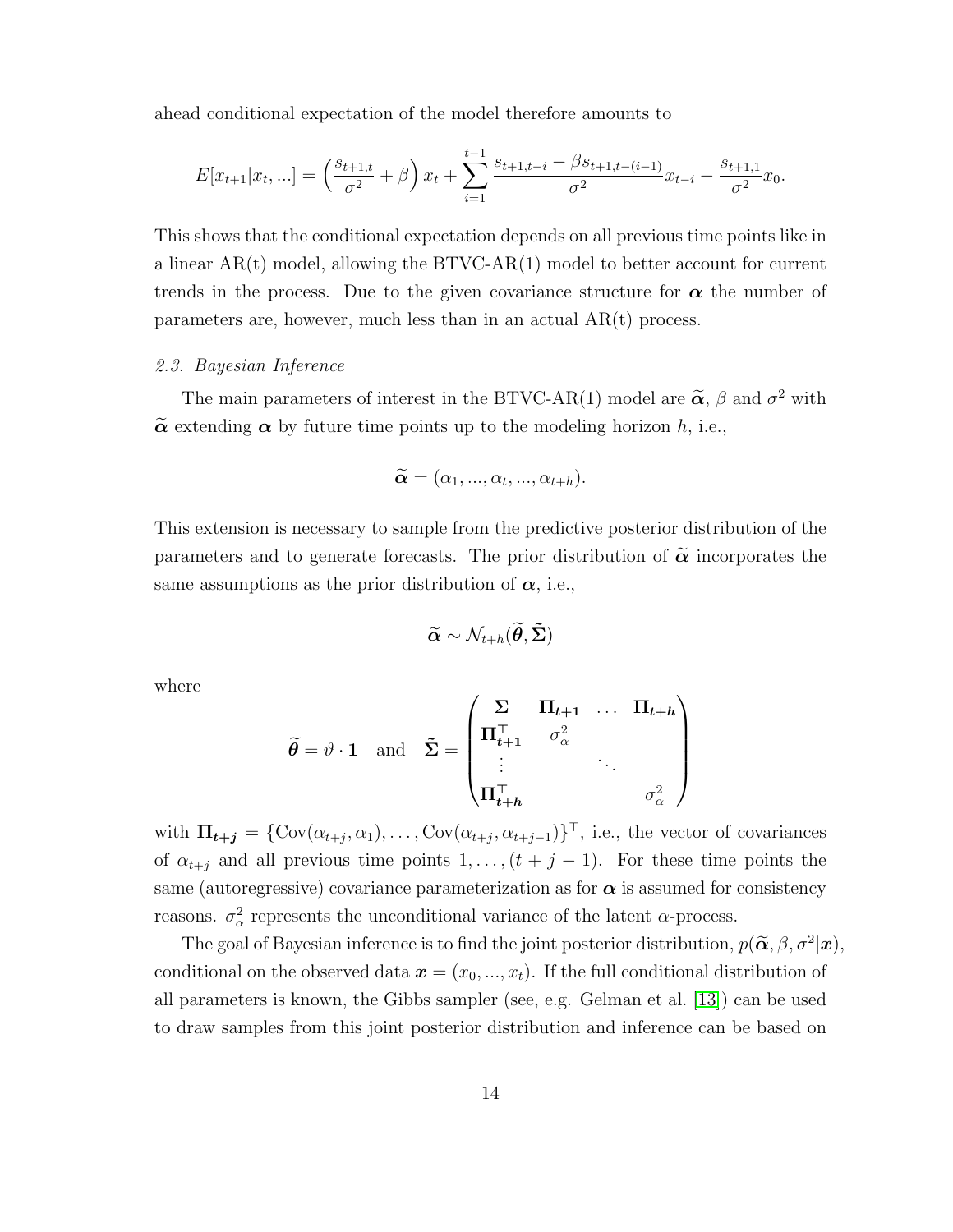ahead conditional expectation of the model therefore amounts to

$$E[x_{t+1}|x_t, ...] = \left(\frac{s_{t+1,t}}{\sigma^2} + \beta\right) x_t + \sum_{i=1}^{t-1} \frac{s_{t+1,t-i} - \beta s_{t+1,t-(i-1)}}{\sigma^2} x_{t-i} - \frac{s_{t+1,1}}{\sigma^2} x_0.$$

This shows that the conditional expectation depends on all previous time points like in a linear AR(t) model, allowing the BTVC-AR(1) model to better account for current trends in the process. Due to the given covariance structure for $\boldsymbol{\alpha}$ the number of parameters are, however, much less than in an actual AR(t) process.

### 2.3. Bayesian Inference

The main parameters of interest in the BTVC-AR(1) model are $\widetilde{\boldsymbol{\alpha}}$, $\beta$ and $\sigma^2$ with $\widetilde{\boldsymbol{\alpha}}$ extending $\boldsymbol{\alpha}$ by future time points up to the modeling horizon $h$, i.e.,

$$\widetilde{\boldsymbol{\alpha}} = (\alpha_1, ..., \alpha_t, ..., \alpha_{t+h}).$$

This extension is necessary to sample from the predictive posterior distribution of the parameters and to generate forecasts. The prior distribution of $\widetilde{\boldsymbol{\alpha}}$ incorporates the same assumptions as the prior distribution of $\boldsymbol{\alpha}$, i.e.,

$$\widetilde{\boldsymbol{\alpha}} \sim \mathcal{N}_{t+h}(\widetilde{\boldsymbol{\theta}}, \tilde{\boldsymbol{\Sigma}})$$

where

$$\widetilde{\boldsymbol{\theta}} = \vartheta \cdot \mathbf{1} \quad \text{and} \quad \tilde{\boldsymbol{\Sigma}} = \begin{pmatrix} \boldsymbol{\Sigma} & \boldsymbol{\Pi_{t+1}} & \dots & \boldsymbol{\Pi_{t+h}} \\ \boldsymbol{\Pi_{t+1}^\top} & \sigma_\alpha^2 & & \\ \vdots & & \ddots & \\ \boldsymbol{\Pi_{t+h}^\top} & & & \sigma_\alpha^2 \end{pmatrix}$$

with $\boldsymbol{\Pi_{t+j}} = \{\mathrm{Cov}(\alpha_{t+j}, \alpha_1), \dots, \mathrm{Cov}(\alpha_{t+j}, \alpha_{t+j-1})\}^\top$, i.e., the vector of covariances of $\alpha_{t+j}$ and all previous time points $1, \dots, (t+j-1)$. For these time points the same (autoregressive) covariance parameterization as for $\boldsymbol{\alpha}$ is assumed for consistency reasons. $\sigma_\alpha^2$ represents the unconditional variance of the latent $\alpha$-process.

The goal of Bayesian inference is to find the joint posterior distribution, $p(\widetilde{\boldsymbol{\alpha}}, \beta, \sigma^2|\boldsymbol{x})$, conditional on the observed data $\boldsymbol{x} = (x_0, ..., x_t)$. If the full conditional distribution of all parameters is known, the Gibbs sampler (see, e.g. Gelman et al. [13]) can be used to draw samples from this joint posterior distribution and inference can be based on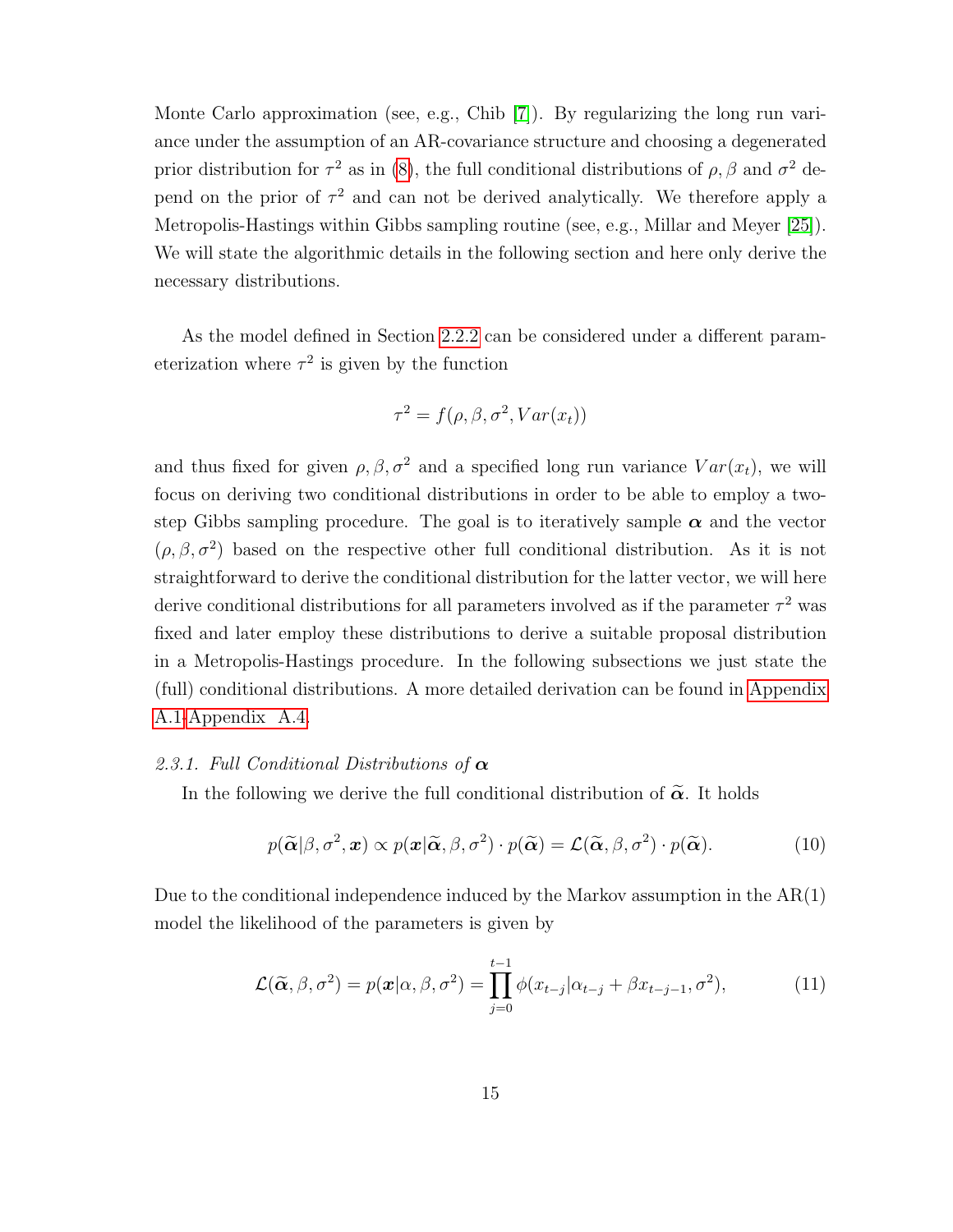Monte Carlo approximation (see, e.g., Chib [7]). By regularizing the long run variance under the assumption of an AR-covariance structure and choosing a degenerated prior distribution for $\tau^2$ as in (8), the full conditional distributions of $\rho, \beta$ and $\sigma^2$ depend on the prior of $\tau^2$ and can not be derived analytically. We therefore apply a Metropolis-Hastings within Gibbs sampling routine (see, e.g., Millar and Meyer [25]). We will state the algorithmic details in the following section and here only derive the necessary distributions.

As the model defined in Section 2.2.2 can be considered under a different parameterization where $\tau^2$ is given by the function

$$\tau^2 = f(\rho, \beta, \sigma^2, Var(x_t))$$

and thus fixed for given $\rho, \beta, \sigma^2$ and a specified long run variance $Var(x_t)$, we will focus on deriving two conditional distributions in order to be able to employ a two-step Gibbs sampling procedure. The goal is to iteratively sample $\boldsymbol{\alpha}$ and the vector $(\rho, \beta, \sigma^2)$ based on the respective other full conditional distribution. As it is not straightforward to derive the conditional distribution for the latter vector, we will here derive conditional distributions for all parameters involved as if the parameter $\tau^2$ was fixed and later employ these distributions to derive a suitable proposal distribution in a Metropolis-Hastings procedure. In the following subsections we just state the (full) conditional distributions. A more detailed derivation can be found in Appendix A.1-Appendix A.4.

*2.3.1. Full Conditional Distributions of $\boldsymbol{\alpha}$*

In the following we derive the full conditional distribution of $\widetilde{\boldsymbol{\alpha}}$. It holds

$$p(\widetilde{\boldsymbol{\alpha}}|\beta, \sigma^2, \boldsymbol{x}) \propto p(\boldsymbol{x}|\widetilde{\boldsymbol{\alpha}}, \beta, \sigma^2) \cdot p(\widetilde{\boldsymbol{\alpha}}) = \mathcal{L}(\widetilde{\boldsymbol{\alpha}}, \beta, \sigma^2) \cdot p(\widetilde{\boldsymbol{\alpha}}). \tag{10}$$

Due to the conditional independence induced by the Markov assumption in the AR(1) model the likelihood of the parameters is given by

$$\mathcal{L}(\widetilde{\boldsymbol{\alpha}}, \beta, \sigma^2) = p(\boldsymbol{x}|\alpha, \beta, \sigma^2) = \prod_{j=0}^{t-1} \phi(x_{t-j}|\alpha_{t-j} + \beta x_{t-j-1}, \sigma^2), \tag{11}$$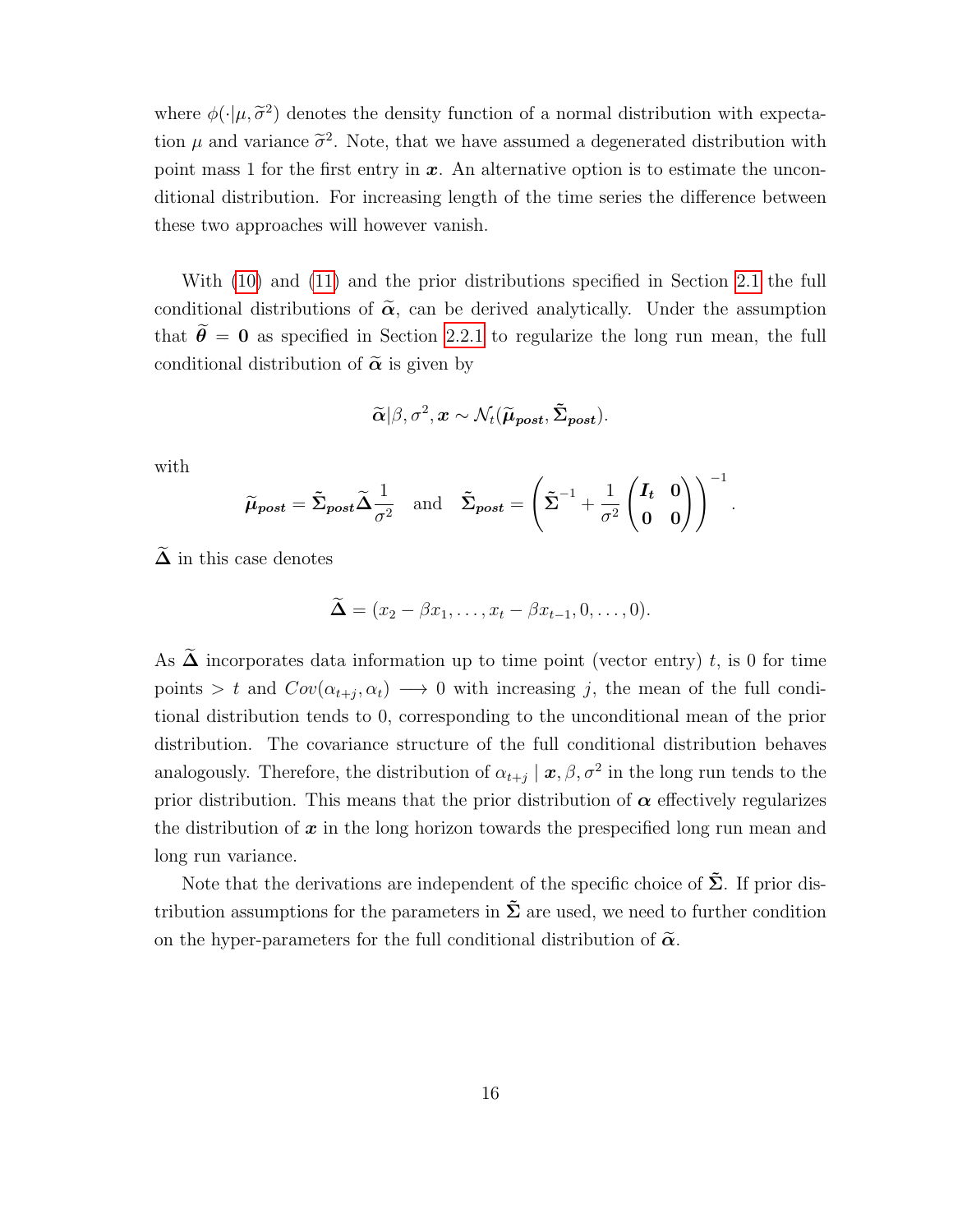where $\phi(\cdot|\mu, \widetilde{\sigma}^2)$ denotes the density function of a normal distribution with expectation $\mu$ and variance $\widetilde{\sigma}^2$. Note, that we have assumed a degenerated distribution with point mass 1 for the first entry in $\boldsymbol{x}$. An alternative option is to estimate the unconditional distribution. For increasing length of the time series the difference between these two approaches will however vanish.

With (10) and (11) and the prior distributions specified in Section 2.1 the full conditional distributions of $\widetilde{\boldsymbol{\alpha}}$, can be derived analytically. Under the assumption that $\widetilde{\boldsymbol{\theta}} = \mathbf{0}$ as specified in Section 2.2.1 to regularize the long run mean, the full conditional distribution of $\widetilde{\boldsymbol{\alpha}}$ is given by

$$\widetilde{\boldsymbol{\alpha}}|\beta, \sigma^2, \boldsymbol{x} \sim \mathcal{N}_t(\widetilde{\boldsymbol{\mu}}_{\boldsymbol{post}}, \tilde{\boldsymbol{\Sigma}}_{\boldsymbol{post}}).$$

with

$$\widetilde{\boldsymbol{\mu}}_{\boldsymbol{post}} = \tilde{\boldsymbol{\Sigma}}_{\boldsymbol{post}} \widetilde{\boldsymbol{\Delta}} \frac{1}{\sigma^2} \quad \text{and} \quad \tilde{\boldsymbol{\Sigma}}_{\boldsymbol{post}} = \left( \tilde{\boldsymbol{\Sigma}}^{-1} + \frac{1}{\sigma^2} \begin{pmatrix} \boldsymbol{I_t} & \mathbf{0} \\ \mathbf{0} & \mathbf{0} \end{pmatrix} \right)^{-1}.$$

$\widetilde{\boldsymbol{\Delta}}$ in this case denotes

$$\widetilde{\boldsymbol{\Delta}} = (x_2 - \beta x_1, \ldots, x_t - \beta x_{t-1}, 0, \ldots, 0).$$

As $\widetilde{\boldsymbol{\Delta}}$ incorporates data information up to time point (vector entry) $t$, is 0 for time points $> t$ and $Cov(\alpha_{t+j}, \alpha_t) \longrightarrow 0$ with increasing $j$, the mean of the full conditional distribution tends to 0, corresponding to the unconditional mean of the prior distribution. The covariance structure of the full conditional distribution behaves analogously. Therefore, the distribution of $\alpha_{t+j} \mid \boldsymbol{x}, \beta, \sigma^2$ in the long run tends to the prior distribution. This means that the prior distribution of $\boldsymbol{\alpha}$ effectively regularizes the distribution of $\boldsymbol{x}$ in the long horizon towards the prespecified long run mean and long run variance.

Note that the derivations are independent of the specific choice of $\tilde{\boldsymbol{\Sigma}}$. If prior distribution assumptions for the parameters in $\tilde{\boldsymbol{\Sigma}}$ are used, we need to further condition on the hyper-parameters for the full conditional distribution of $\widetilde{\boldsymbol{\alpha}}$.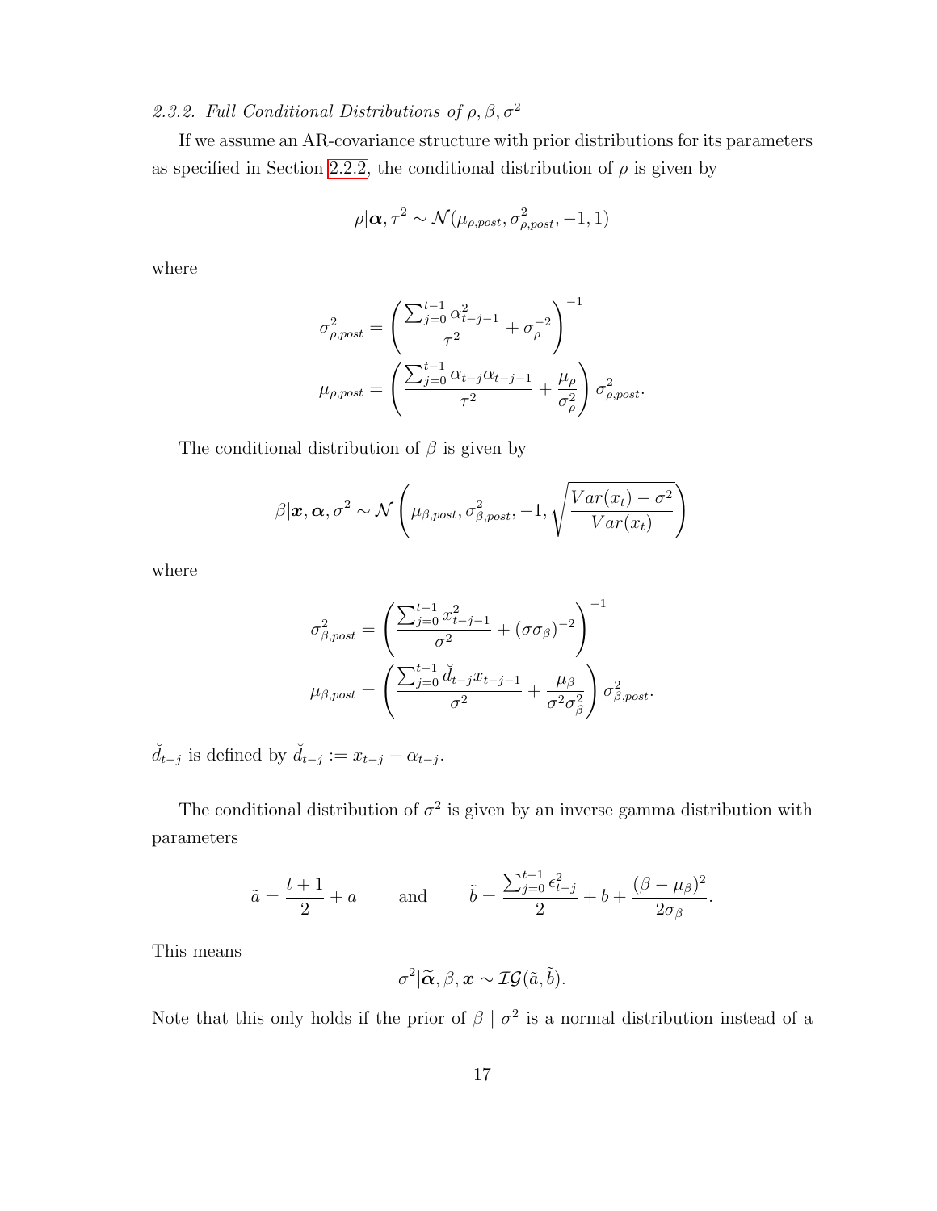*2.3.2. Full Conditional Distributions of $\rho, \beta, \sigma^2$*

If we assume an AR-covariance structure with prior distributions for its parameters as specified in Section 2.2.2, the conditional distribution of $\rho$ is given by

$$\rho|\boldsymbol{\alpha}, \tau^2 \sim \mathcal{N}(\mu_{\rho,post}, \sigma^2_{\rho,post}, -1, 1)$$

where

$$\sigma^2_{\rho,post} = \left( \frac{\sum_{j=0}^{t-1} \alpha^2_{t-j-1}}{\tau^2} + \sigma_\rho^{-2} \right)^{-1}$$

$$\mu_{\rho,post} = \left( \frac{\sum_{j=0}^{t-1} \alpha_{t-j}\alpha_{t-j-1}}{\tau^2} + \frac{\mu_\rho}{\sigma^2_\rho} \right) \sigma^2_{\rho,post}.$$

The conditional distribution of $\beta$ is given by

$$\beta|\boldsymbol{x}, \boldsymbol{\alpha}, \sigma^2 \sim \mathcal{N}\left( \mu_{\beta,post}, \sigma^2_{\beta,post}, -1, \sqrt{\frac{Var(x_t) - \sigma^2}{Var(x_t)}} \right)$$

where

$$\sigma^2_{\beta,post} = \left( \frac{\sum_{j=0}^{t-1} x^2_{t-j-1}}{\sigma^2} + (\sigma\sigma_\beta)^{-2} \right)^{-1}$$

$$\mu_{\beta,post} = \left( \frac{\sum_{j=0}^{t-1} \breve{d}_{t-j}x_{t-j-1}}{\sigma^2} + \frac{\mu_\beta}{\sigma^2\sigma^2_\beta} \right) \sigma^2_{\beta,post}.$$

$\breve{d}_{t-j}$ is defined by $\breve{d}_{t-j} := x_{t-j} - \alpha_{t-j}$.

The conditional distribution of $\sigma^2$ is given by an inverse gamma distribution with parameters

$$\tilde{a} = \frac{t+1}{2} + a \qquad \text{and} \qquad \tilde{b} = \frac{\sum_{j=0}^{t-1} \epsilon^2_{t-j}}{2} + b + \frac{(\beta - \mu_\beta)^2}{2\sigma_\beta}.$$

This means

$$\sigma^2|\tilde{\boldsymbol{\alpha}}, \beta, \boldsymbol{x} \sim \mathcal{IG}(\tilde{a}, \tilde{b}).$$

Note that this only holds if the prior of $\beta \mid \sigma^2$ is a normal distribution instead of a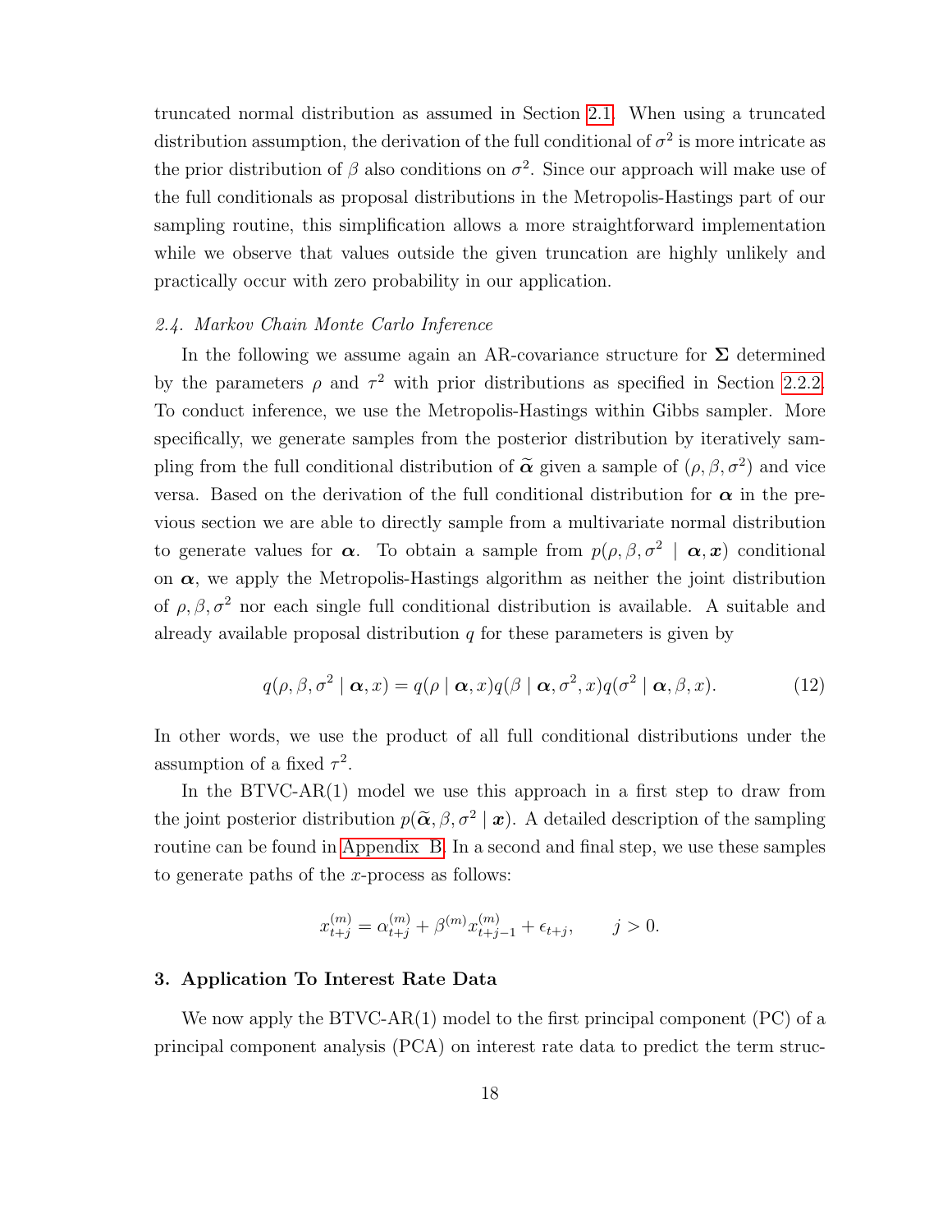truncated normal distribution as assumed in Section 2.1. When using a truncated distribution assumption, the derivation of the full conditional of $\sigma^2$ is more intricate as the prior distribution of $\beta$ also conditions on $\sigma^2$. Since our approach will make use of the full conditionals as proposal distributions in the Metropolis-Hastings part of our sampling routine, this simplification allows a more straightforward implementation while we observe that values outside the given truncation are highly unlikely and practically occur with zero probability in our application.

### *2.4. Markov Chain Monte Carlo Inference*

In the following we assume again an AR-covariance structure for $\boldsymbol{\Sigma}$ determined by the parameters $\rho$ and $\tau^2$ with prior distributions as specified in Section 2.2.2. To conduct inference, we use the Metropolis-Hastings within Gibbs sampler. More specifically, we generate samples from the posterior distribution by iteratively sampling from the full conditional distribution of $\widetilde{\boldsymbol{\alpha}}$ given a sample of $(\rho, \beta, \sigma^2)$ and vice versa. Based on the derivation of the full conditional distribution for $\boldsymbol{\alpha}$ in the previous section we are able to directly sample from a multivariate normal distribution to generate values for $\boldsymbol{\alpha}$. To obtain a sample from $p(\rho, \beta, \sigma^2 \mid \boldsymbol{\alpha}, \boldsymbol{x})$ conditional on $\boldsymbol{\alpha}$, we apply the Metropolis-Hastings algorithm as neither the joint distribution of $\rho, \beta, \sigma^2$ nor each single full conditional distribution is available. A suitable and already available proposal distribution $q$ for these parameters is given by

$$q(\rho, \beta, \sigma^2 \mid \boldsymbol{\alpha}, x) = q(\rho \mid \boldsymbol{\alpha}, x) q(\beta \mid \boldsymbol{\alpha}, \sigma^2, x) q(\sigma^2 \mid \boldsymbol{\alpha}, \beta, x). \tag{12}$$

In other words, we use the product of all full conditional distributions under the assumption of a fixed $\tau^2$.

In the BTVC-AR(1) model we use this approach in a first step to draw from the joint posterior distribution $p(\widetilde{\boldsymbol{\alpha}}, \beta, \sigma^2 \mid \boldsymbol{x})$. A detailed description of the sampling routine can be found in Appendix B. In a second and final step, we use these samples to generate paths of the $x$-process as follows:

$$x_{t+j}^{(m)} = \alpha_{t+j}^{(m)} + \beta^{(m)} x_{t+j-1}^{(m)} + \epsilon_{t+j}, \qquad j > 0.$$

## 3. Application To Interest Rate Data

We now apply the BTVC-AR(1) model to the first principal component (PC) of a principal component analysis (PCA) on interest rate data to predict the term struc-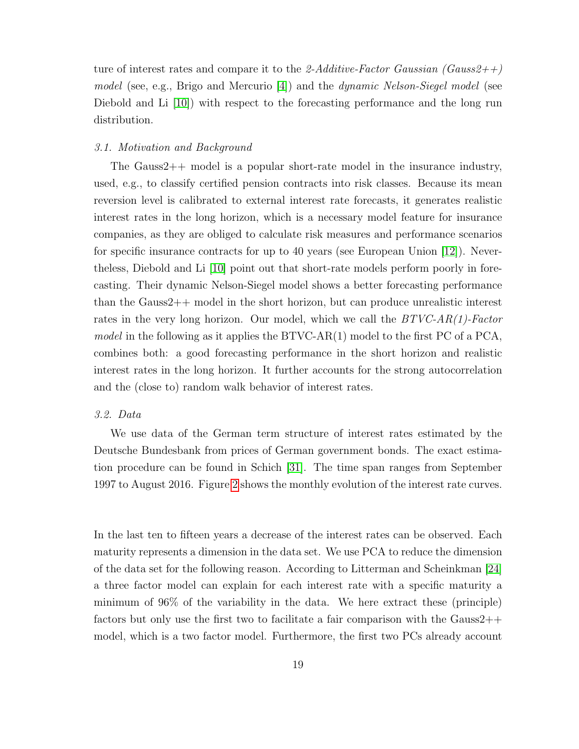ture of interest rates and compare it to the *2-Additive-Factor Gaussian (Gauss2++) model* (see, e.g., Brigo and Mercurio [4]) and the *dynamic Nelson-Siegel model* (see Diebold and Li [10]) with respect to the forecasting performance and the long run distribution.

### *3.1. Motivation and Background*

The Gauss2++ model is a popular short-rate model in the insurance industry, used, e.g., to classify certified pension contracts into risk classes. Because its mean reversion level is calibrated to external interest rate forecasts, it generates realistic interest rates in the long horizon, which is a necessary model feature for insurance companies, as they are obliged to calculate risk measures and performance scenarios for specific insurance contracts for up to 40 years (see European Union [12]). Nevertheless, Diebold and Li [10] point out that short-rate models perform poorly in forecasting. Their dynamic Nelson-Siegel model shows a better forecasting performance than the Gauss2++ model in the short horizon, but can produce unrealistic interest rates in the very long horizon. Our model, which we call the *BTVC-AR(1)-Factor model* in the following as it applies the BTVC-AR(1) model to the first PC of a PCA, combines both: a good forecasting performance in the short horizon and realistic interest rates in the long horizon. It further accounts for the strong autocorrelation and the (close to) random walk behavior of interest rates.

### *3.2. Data*

We use data of the German term structure of interest rates estimated by the Deutsche Bundesbank from prices of German government bonds. The exact estimation procedure can be found in Schich [31]. The time span ranges from September 1997 to August 2016. Figure 2 shows the monthly evolution of the interest rate curves.

In the last ten to fifteen years a decrease of the interest rates can be observed. Each maturity represents a dimension in the data set. We use PCA to reduce the dimension of the data set for the following reason. According to Litterman and Scheinkman [24] a three factor model can explain for each interest rate with a specific maturity a minimum of 96% of the variability in the data. We here extract these (principle) factors but only use the first two to facilitate a fair comparison with the Gauss2++ model, which is a two factor model. Furthermore, the first two PCs already account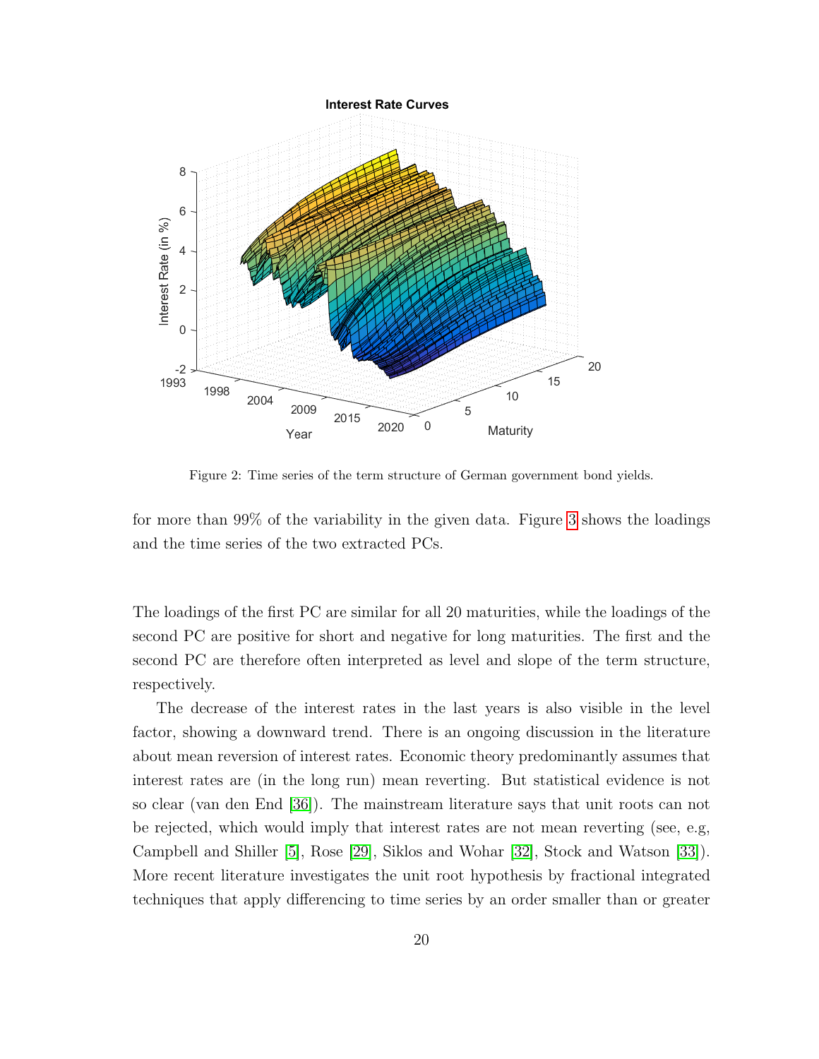Figure 2: Time series of the term structure of German government bond yields.

for more than 99% of the variability in the given data. Figure 3 shows the loadings and the time series of the two extracted PCs.

The loadings of the first PC are similar for all 20 maturities, while the loadings of the second PC are positive for short and negative for long maturities. The first and the second PC are therefore often interpreted as level and slope of the term structure, respectively.

The decrease of the interest rates in the last years is also visible in the level factor, showing a downward trend. There is an ongoing discussion in the literature about mean reversion of interest rates. Economic theory predominantly assumes that interest rates are (in the long run) mean reverting. But statistical evidence is not so clear (van den End [36]). The mainstream literature says that unit roots can not be rejected, which would imply that interest rates are not mean reverting (see, e.g, Campbell and Shiller [5], Rose [29], Siklos and Wohar [32], Stock and Watson [33]). More recent literature investigates the unit root hypothesis by fractional integrated techniques that apply differencing to time series by an order smaller than or greater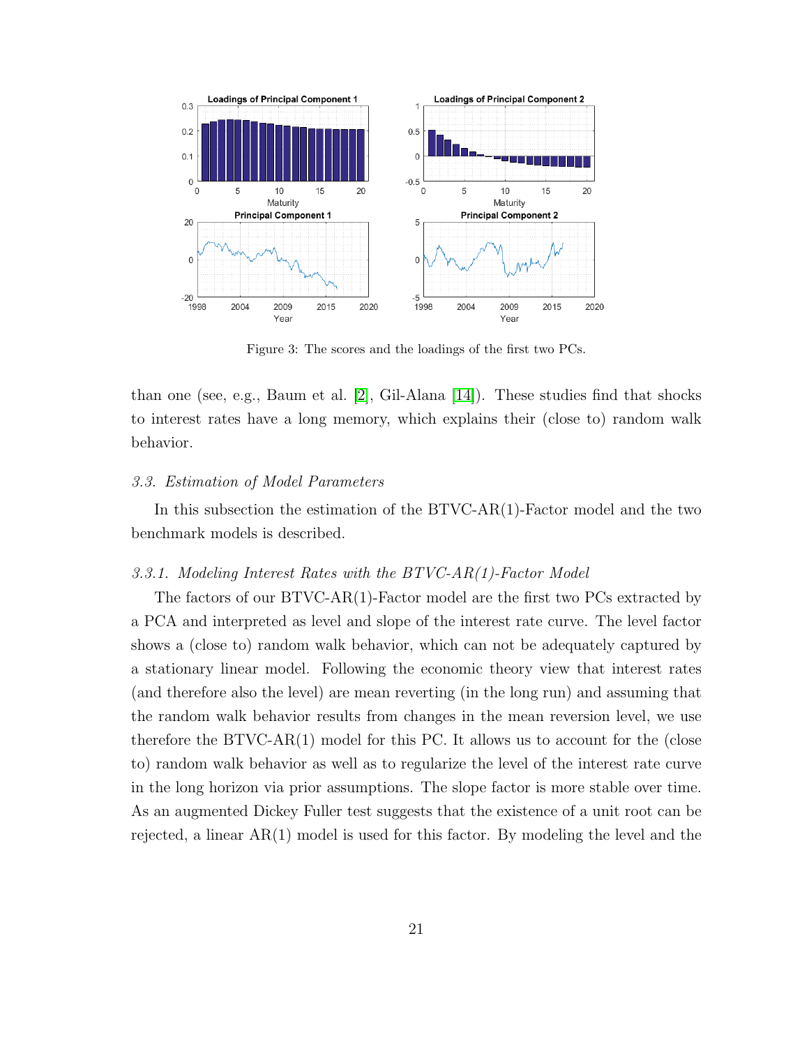Figure 3: The scores and the loadings of the first two PCs.

than one (see, e.g., Baum et al. [2], Gil-Alana [14]). These studies find that shocks to interest rates have a long memory, which explains their (close to) random walk behavior.

### 3.3. Estimation of Model Parameters

In this subsection the estimation of the BTVC-AR(1)-Factor model and the two benchmark models is described.

#### 3.3.1. Modeling Interest Rates with the BTVC-AR(1)-Factor Model

The factors of our BTVC-AR(1)-Factor model are the first two PCs extracted by a PCA and interpreted as level and slope of the interest rate curve. The level factor shows a (close to) random walk behavior, which can not be adequately captured by a stationary linear model. Following the economic theory view that interest rates (and therefore also the level) are mean reverting (in the long run) and assuming that the random walk behavior results from changes in the mean reversion level, we use therefore the BTVC-AR(1) model for this PC. It allows us to account for the (close to) random walk behavior as well as to regularize the level of the interest rate curve in the long horizon via prior assumptions. The slope factor is more stable over time. As an augmented Dickey Fuller test suggests that the existence of a unit root can be rejected, a linear AR(1) model is used for this factor. By modeling the level and the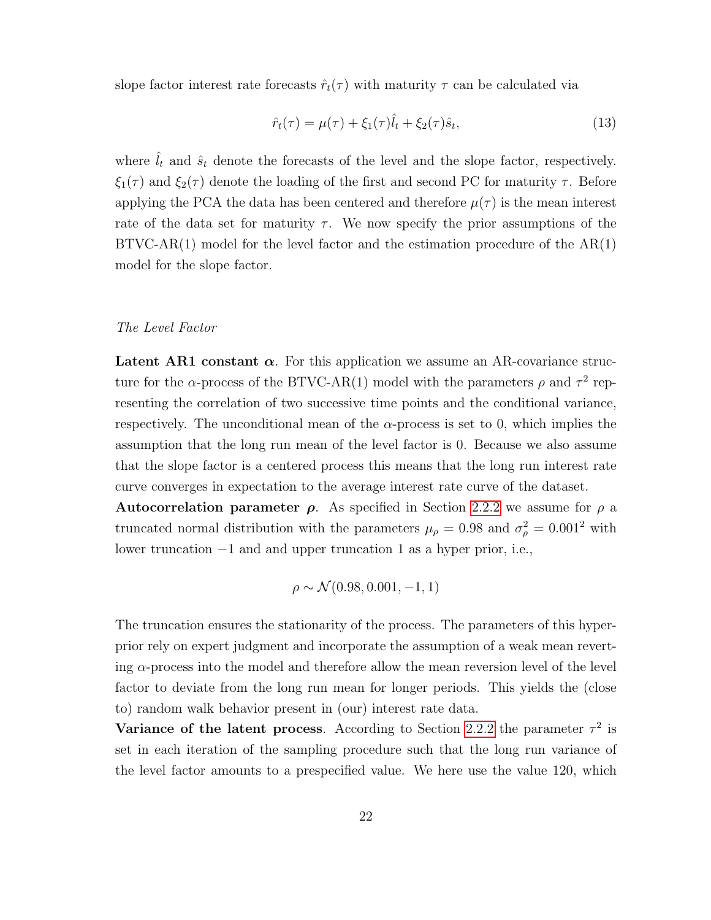slope factor interest rate forecasts $\hat{r}_t(\tau)$ with maturity $\tau$ can be calculated via

$$\hat{r}_t(\tau) = \mu(\tau) + \xi_1(\tau)\hat{l}_t + \xi_2(\tau)\hat{s}_t, \tag{13}$$

where $\hat{l}_t$ and $\hat{s}_t$ denote the forecasts of the level and the slope factor, respectively. $\xi_1(\tau)$ and $\xi_2(\tau)$ denote the loading of the first and second PC for maturity $\tau$. Before applying the PCA the data has been centered and therefore $\mu(\tau)$ is the mean interest rate of the data set for maturity $\tau$. We now specify the prior assumptions of the BTVC-AR(1) model for the level factor and the estimation procedure of the AR(1) model for the slope factor.

*The Level Factor*

**Latent AR1 constant $\boldsymbol{\alpha}$.** For this application we assume an AR-covariance structure for the $\alpha$-process of the BTVC-AR(1) model with the parameters $\rho$ and $\tau^2$ representing the correlation of two successive time points and the conditional variance, respectively. The unconditional mean of the $\alpha$-process is set to 0, which implies the assumption that the long run mean of the level factor is 0. Because we also assume that the slope factor is a centered process this means that the long run interest rate curve converges in expectation to the average interest rate curve of the dataset.

**Autocorrelation parameter $\boldsymbol{\rho}$.** As specified in Section 2.2.2 we assume for $\rho$ a truncated normal distribution with the parameters $\mu_\rho = 0.98$ and $\sigma_\rho^2 = 0.001^2$ with lower truncation $-1$ and and upper truncation 1 as a hyper prior, i.e.,

$$\rho \sim \mathcal{N}(0.98, 0.001, -1, 1)$$

The truncation ensures the stationarity of the process. The parameters of this hyperprior rely on expert judgment and incorporate the assumption of a weak mean reverting $\alpha$-process into the model and therefore allow the mean reversion level of the level factor to deviate from the long run mean for longer periods. This yields the (close to) random walk behavior present in (our) interest rate data.

**Variance of the latent process.** According to Section 2.2.2 the parameter $\tau^2$ is set in each iteration of the sampling procedure such that the long run variance of the level factor amounts to a prespecified value. We here use the value 120, which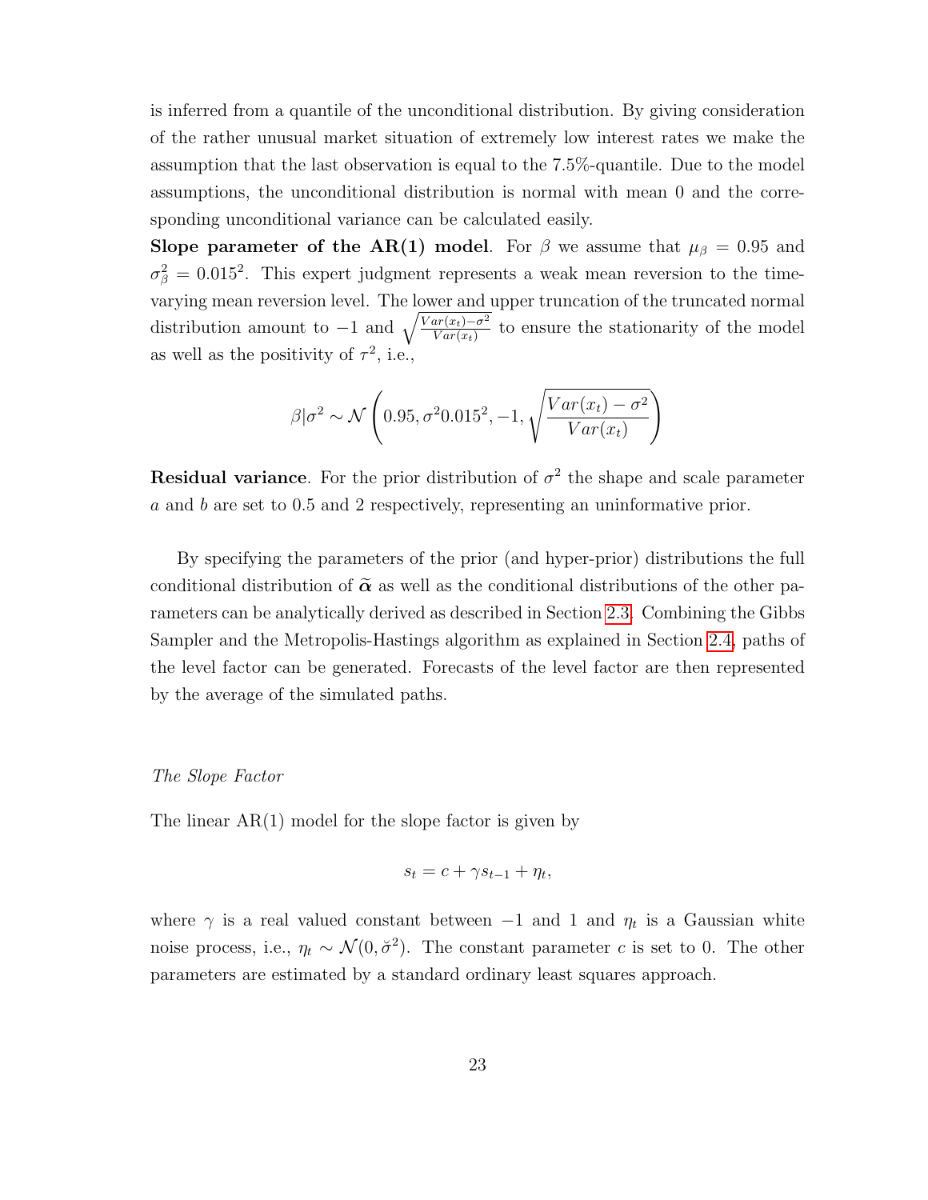is inferred from a quantile of the unconditional distribution. By giving consideration of the rather unusual market situation of extremely low interest rates we make the assumption that the last observation is equal to the 7.5%-quantile. Due to the model assumptions, the unconditional distribution is normal with mean 0 and the corresponding unconditional variance can be calculated easily.

**Slope parameter of the AR(1) model**. For $\beta$ we assume that $\mu_\beta = 0.95$ and $\sigma_\beta^2 = 0.015^2$. This expert judgment represents a weak mean reversion to the time-varying mean reversion level. The lower and upper truncation of the truncated normal distribution amount to $-1$ and $\sqrt{\frac{Var(x_t)-\sigma^2}{Var(x_t)}}$ to ensure the stationarity of the model as well as the positivity of $\tau^2$, i.e.,

$$\beta|\sigma^2 \sim \mathcal{N}\left(0.95, \sigma^2 0.015^2, -1, \sqrt{\frac{Var(x_t)-\sigma^2}{Var(x_t)}}\right)$$

**Residual variance**. For the prior distribution of $\sigma^2$ the shape and scale parameter $a$ and $b$ are set to 0.5 and 2 respectively, representing an uninformative prior.

By specifying the parameters of the prior (and hyper-prior) distributions the full conditional distribution of $\widetilde{\boldsymbol{\alpha}}$ as well as the conditional distributions of the other parameters can be analytically derived as described in Section 2.3. Combining the Gibbs Sampler and the Metropolis-Hastings algorithm as explained in Section 2.4, paths of the level factor can be generated. Forecasts of the level factor are then represented by the average of the simulated paths.

*The Slope Factor*

The linear AR(1) model for the slope factor is given by

$$s_t = c + \gamma s_{t-1} + \eta_t,$$

where $\gamma$ is a real valued constant between $-1$ and 1 and $\eta_t$ is a Gaussian white noise process, i.e., $\eta_t \sim \mathcal{N}(0, \breve{\sigma}^2)$. The constant parameter $c$ is set to 0. The other parameters are estimated by a standard ordinary least squares approach.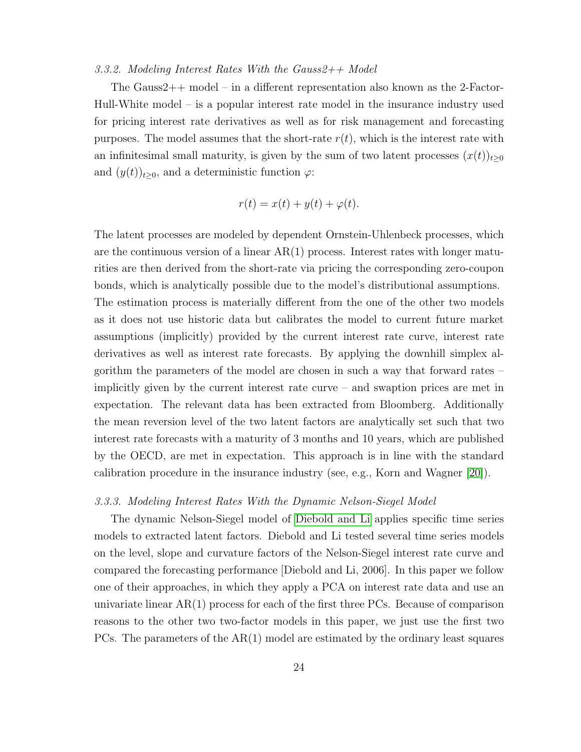### *3.3.2. Modeling Interest Rates With the Gauss2++ Model*

The Gauss2++ model – in a different representation also known as the 2-Factor-Hull-White model – is a popular interest rate model in the insurance industry used for pricing interest rate derivatives as well as for risk management and forecasting purposes. The model assumes that the short-rate $r(t)$, which is the interest rate with an infinitesimal small maturity, is given by the sum of two latent processes $(x(t))_{t\geq 0}$ and $(y(t))_{t\geq 0}$, and a deterministic function $\varphi$:

$$r(t) = x(t) + y(t) + \varphi(t).$$

The latent processes are modeled by dependent Ornstein-Uhlenbeck processes, which are the continuous version of a linear AR(1) process. Interest rates with longer maturities are then derived from the short-rate via pricing the corresponding zero-coupon bonds, which is analytically possible due to the model's distributional assumptions. The estimation process is materially different from the one of the other two models as it does not use historic data but calibrates the model to current future market assumptions (implicitly) provided by the current interest rate curve, interest rate derivatives as well as interest rate forecasts. By applying the downhill simplex algorithm the parameters of the model are chosen in such a way that forward rates – implicitly given by the current interest rate curve – and swaption prices are met in expectation. The relevant data has been extracted from Bloomberg. Additionally the mean reversion level of the two latent factors are analytically set such that two interest rate forecasts with a maturity of 3 months and 10 years, which are published by the OECD, are met in expectation. This approach is in line with the standard calibration procedure in the insurance industry (see, e.g., Korn and Wagner [20]).

### *3.3.3. Modeling Interest Rates With the Dynamic Nelson-Siegel Model*

The dynamic Nelson-Siegel model of Diebold and Li applies specific time series models to extracted latent factors. Diebold and Li tested several time series models on the level, slope and curvature factors of the Nelson-Siegel interest rate curve and compared the forecasting performance [Diebold and Li, 2006]. In this paper we follow one of their approaches, in which they apply a PCA on interest rate data and use an univariate linear AR(1) process for each of the first three PCs. Because of comparison reasons to the other two two-factor models in this paper, we just use the first two PCs. The parameters of the AR(1) model are estimated by the ordinary least squares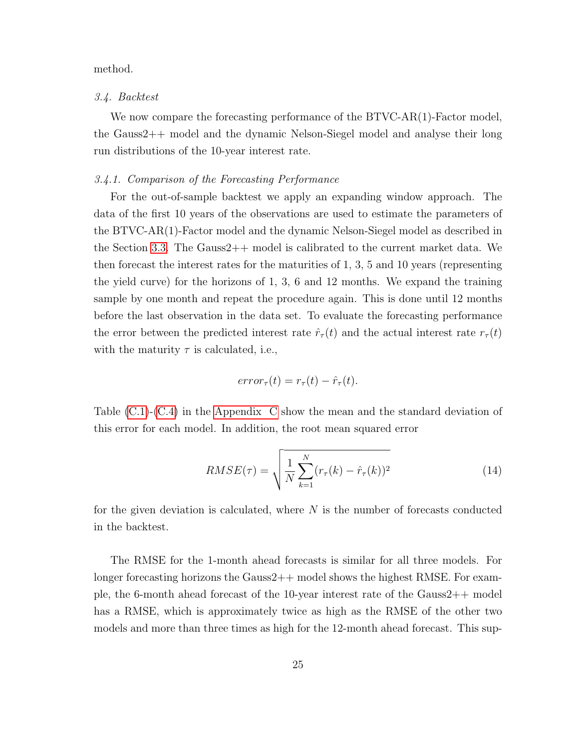method.

### 3.4. Backtest

We now compare the forecasting performance of the BTVC-AR(1)-Factor model, the Gauss2++ model and the dynamic Nelson-Siegel model and analyse their long run distributions of the 10-year interest rate.

#### 3.4.1. Comparison of the Forecasting Performance

For the out-of-sample backtest we apply an expanding window approach. The data of the first 10 years of the observations are used to estimate the parameters of the BTVC-AR(1)-Factor model and the dynamic Nelson-Siegel model as described in the Section 3.3. The Gauss2++ model is calibrated to the current market data. We then forecast the interest rates for the maturities of 1, 3, 5 and 10 years (representing the yield curve) for the horizons of 1, 3, 6 and 12 months. We expand the training sample by one month and repeat the procedure again. This is done until 12 months before the last observation in the data set. To evaluate the forecasting performance the error between the predicted interest rate $\hat{r}_\tau(t)$ and the actual interest rate $r_\tau(t)$ with the maturity $\tau$ is calculated, i.e.,

$$error_\tau(t) = r_\tau(t) - \hat{r}_\tau(t).$$

Table (C.1)-(C.4) in the Appendix C show the mean and the standard deviation of this error for each model. In addition, the root mean squared error

$$RMSE(\tau) = \sqrt{\frac{1}{N}\sum_{k=1}^{N}(r_\tau(k) - \hat{r}_\tau(k))^2} \tag{14}$$

for the given deviation is calculated, where $N$ is the number of forecasts conducted in the backtest.

The RMSE for the 1-month ahead forecasts is similar for all three models. For longer forecasting horizons the Gauss2++ model shows the highest RMSE. For example, the 6-month ahead forecast of the 10-year interest rate of the Gauss2++ model has a RMSE, which is approximately twice as high as the RMSE of the other two models and more than three times as high for the 12-month ahead forecast. This sup-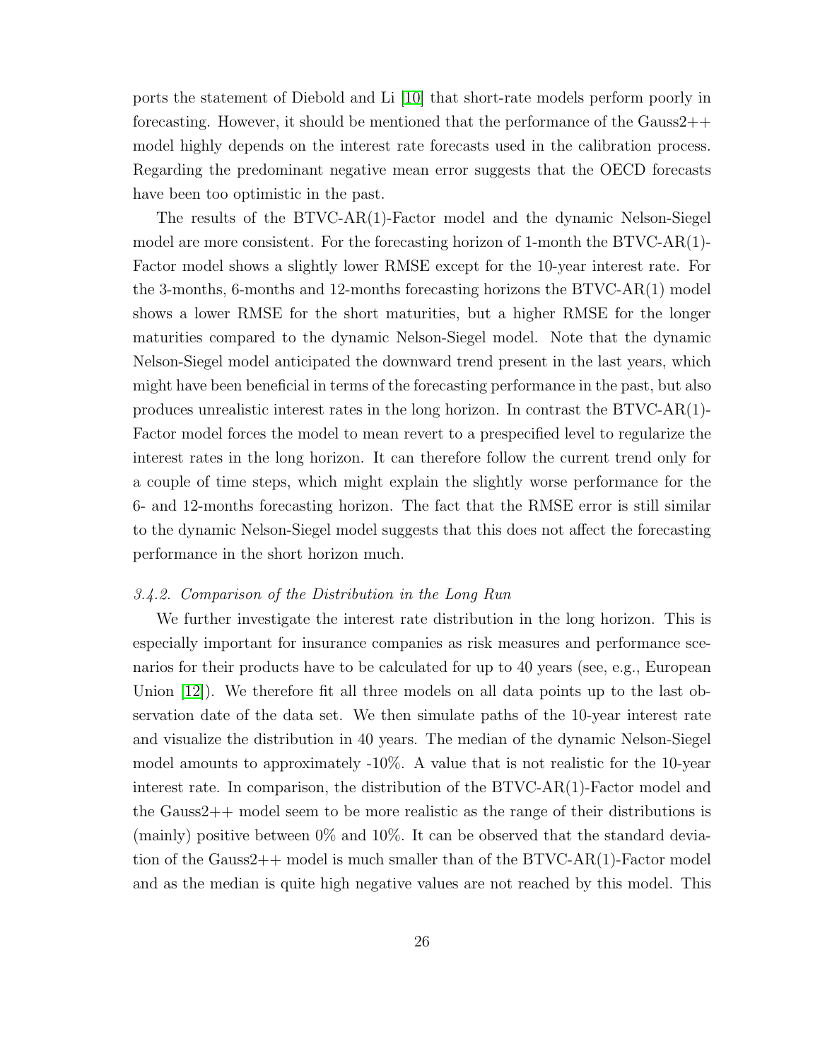ports the statement of Diebold and Li [10] that short-rate models perform poorly in forecasting. However, it should be mentioned that the performance of the Gauss2++ model highly depends on the interest rate forecasts used in the calibration process. Regarding the predominant negative mean error suggests that the OECD forecasts have been too optimistic in the past.

The results of the BTVC-AR(1)-Factor model and the dynamic Nelson-Siegel model are more consistent. For the forecasting horizon of 1-month the BTVC-AR(1)-Factor model shows a slightly lower RMSE except for the 10-year interest rate. For the 3-months, 6-months and 12-months forecasting horizons the BTVC-AR(1) model shows a lower RMSE for the short maturities, but a higher RMSE for the longer maturities compared to the dynamic Nelson-Siegel model. Note that the dynamic Nelson-Siegel model anticipated the downward trend present in the last years, which might have been beneficial in terms of the forecasting performance in the past, but also produces unrealistic interest rates in the long horizon. In contrast the BTVC-AR(1)-Factor model forces the model to mean revert to a prespecified level to regularize the interest rates in the long horizon. It can therefore follow the current trend only for a couple of time steps, which might explain the slightly worse performance for the 6- and 12-months forecasting horizon. The fact that the RMSE error is still similar to the dynamic Nelson-Siegel model suggests that this does not affect the forecasting performance in the short horizon much.

### *3.4.2. Comparison of the Distribution in the Long Run*

We further investigate the interest rate distribution in the long horizon. This is especially important for insurance companies as risk measures and performance scenarios for their products have to be calculated for up to 40 years (see, e.g., European Union [12]). We therefore fit all three models on all data points up to the last observation date of the data set. We then simulate paths of the 10-year interest rate and visualize the distribution in 40 years. The median of the dynamic Nelson-Siegel model amounts to approximately -10%. A value that is not realistic for the 10-year interest rate. In comparison, the distribution of the BTVC-AR(1)-Factor model and the Gauss2++ model seem to be more realistic as the range of their distributions is (mainly) positive between 0% and 10%. It can be observed that the standard deviation of the Gauss2++ model is much smaller than of the BTVC-AR(1)-Factor model and as the median is quite high negative values are not reached by this model. This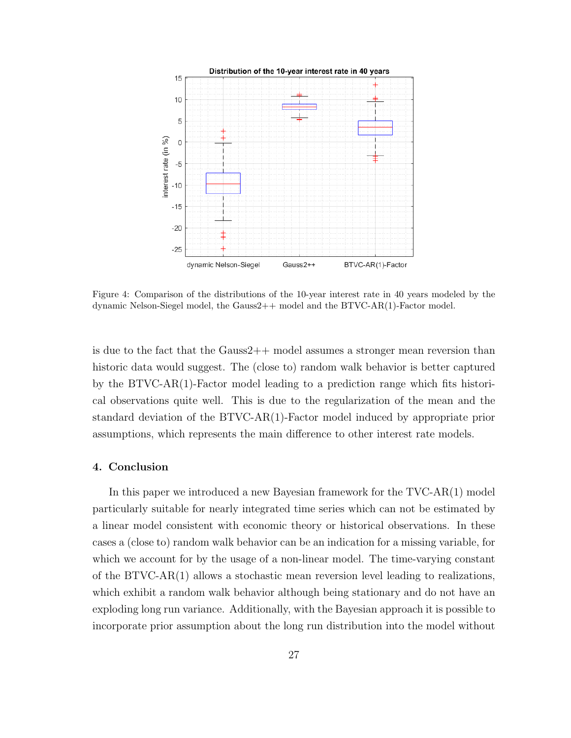Figure 4: Comparison of the distributions of the 10-year interest rate in 40 years modeled by the dynamic Nelson-Siegel model, the Gauss2++ model and the BTVC-AR(1)-Factor model.

is due to the fact that the Gauss2++ model assumes a stronger mean reversion than historic data would suggest. The (close to) random walk behavior is better captured by the BTVC-AR(1)-Factor model leading to a prediction range which fits historical observations quite well. This is due to the regularization of the mean and the standard deviation of the BTVC-AR(1)-Factor model induced by appropriate prior assumptions, which represents the main difference to other interest rate models.

## 4. Conclusion

In this paper we introduced a new Bayesian framework for the TVC-AR(1) model particularly suitable for nearly integrated time series which can not be estimated by a linear model consistent with economic theory or historical observations. In these cases a (close to) random walk behavior can be an indication for a missing variable, for which we account for by the usage of a non-linear model. The time-varying constant of the BTVC-AR(1) allows a stochastic mean reversion level leading to realizations, which exhibit a random walk behavior although being stationary and do not have an exploding long run variance. Additionally, with the Bayesian approach it is possible to incorporate prior assumption about the long run distribution into the model without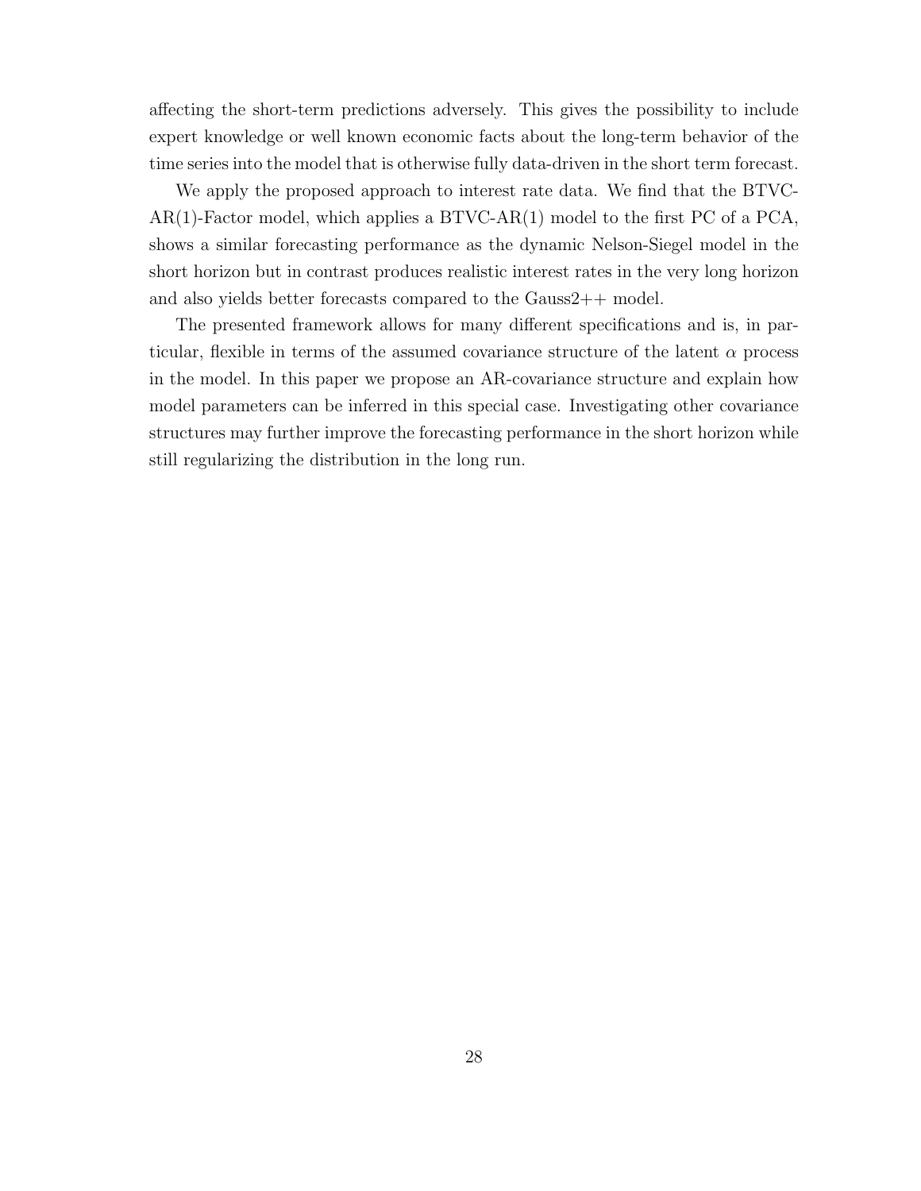affecting the short-term predictions adversely. This gives the possibility to include expert knowledge or well known economic facts about the long-term behavior of the time series into the model that is otherwise fully data-driven in the short term forecast.

We apply the proposed approach to interest rate data. We find that the BTVC-AR(1)-Factor model, which applies a BTVC-AR(1) model to the first PC of a PCA, shows a similar forecasting performance as the dynamic Nelson-Siegel model in the short horizon but in contrast produces realistic interest rates in the very long horizon and also yields better forecasts compared to the Gauss2++ model.

The presented framework allows for many different specifications and is, in particular, flexible in terms of the assumed covariance structure of the latent $\alpha$ process in the model. In this paper we propose an AR-covariance structure and explain how model parameters can be inferred in this special case. Investigating other covariance structures may further improve the forecasting performance in the short horizon while still regularizing the distribution in the long run.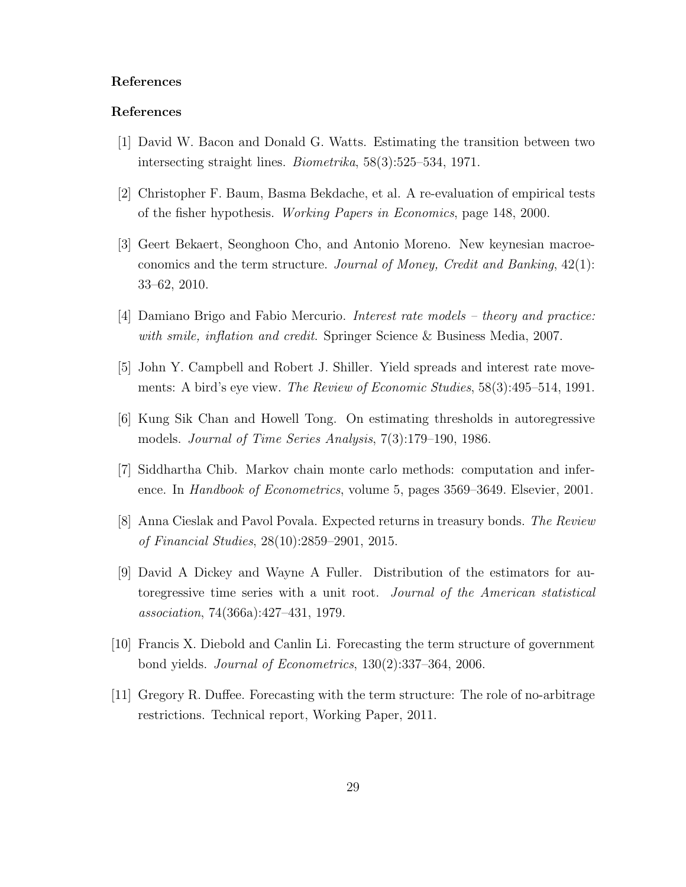### References

### References

[1] David W. Bacon and Donald G. Watts. Estimating the transition between two intersecting straight lines. *Biometrika*, 58(3):525–534, 1971.

[2] Christopher F. Baum, Basma Bekdache, et al. A re-evaluation of empirical tests of the fisher hypothesis. *Working Papers in Economics*, page 148, 2000.

[3] Geert Bekaert, Seonghoon Cho, and Antonio Moreno. New keynesian macroeconomics and the term structure. *Journal of Money, Credit and Banking*, 42(1): 33–62, 2010.

[4] Damiano Brigo and Fabio Mercurio. *Interest rate models – theory and practice: with smile, inflation and credit*. Springer Science & Business Media, 2007.

[5] John Y. Campbell and Robert J. Shiller. Yield spreads and interest rate movements: A bird's eye view. *The Review of Economic Studies*, 58(3):495–514, 1991.

[6] Kung Sik Chan and Howell Tong. On estimating thresholds in autoregressive models. *Journal of Time Series Analysis*, 7(3):179–190, 1986.

[7] Siddhartha Chib. Markov chain monte carlo methods: computation and inference. In *Handbook of Econometrics*, volume 5, pages 3569–3649. Elsevier, 2001.

[8] Anna Cieslak and Pavol Povala. Expected returns in treasury bonds. *The Review of Financial Studies*, 28(10):2859–2901, 2015.

[9] David A Dickey and Wayne A Fuller. Distribution of the estimators for autoregressive time series with a unit root. *Journal of the American statistical association*, 74(366a):427–431, 1979.

[10] Francis X. Diebold and Canlin Li. Forecasting the term structure of government bond yields. *Journal of Econometrics*, 130(2):337–364, 2006.

[11] Gregory R. Duffee. Forecasting with the term structure: The role of no-arbitrage restrictions. Technical report, Working Paper, 2011.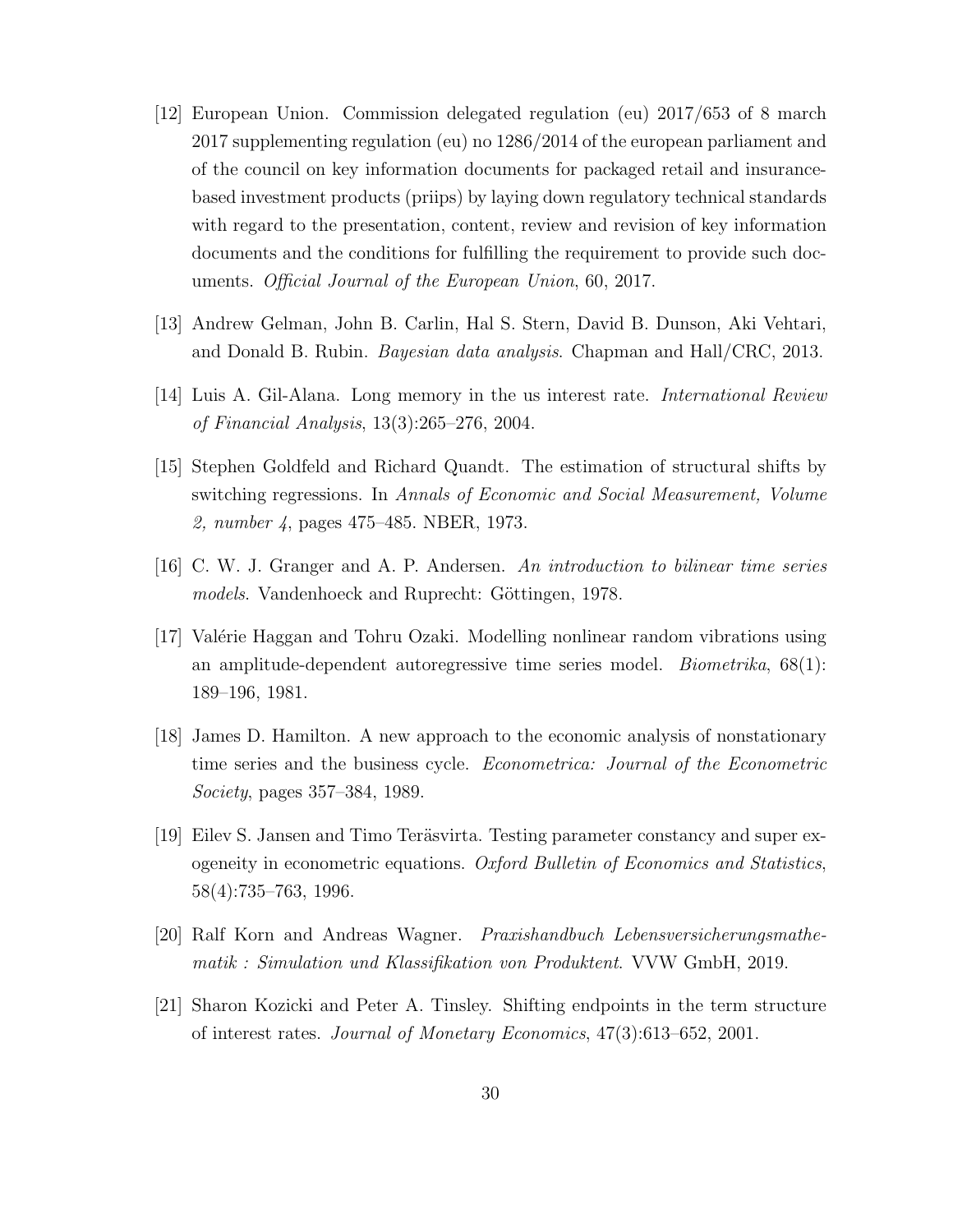[12] European Union. Commission delegated regulation (eu) 2017/653 of 8 march 2017 supplementing regulation (eu) no 1286/2014 of the european parliament and of the council on key information documents for packaged retail and insurance-based investment products (priips) by laying down regulatory technical standards with regard to the presentation, content, review and revision of key information documents and the conditions for fulfilling the requirement to provide such documents. *Official Journal of the European Union*, 60, 2017.

[13] Andrew Gelman, John B. Carlin, Hal S. Stern, David B. Dunson, Aki Vehtari, and Donald B. Rubin. *Bayesian data analysis*. Chapman and Hall/CRC, 2013.

[14] Luis A. Gil-Alana. Long memory in the us interest rate. *International Review of Financial Analysis*, 13(3):265–276, 2004.

[15] Stephen Goldfeld and Richard Quandt. The estimation of structural shifts by switching regressions. In *Annals of Economic and Social Measurement, Volume 2, number 4*, pages 475–485. NBER, 1973.

[16] C. W. J. Granger and A. P. Andersen. *An introduction to bilinear time series models*. Vandenhoeck and Ruprecht: Göttingen, 1978.

[17] Valérie Haggan and Tohru Ozaki. Modelling nonlinear random vibrations using an amplitude-dependent autoregressive time series model. *Biometrika*, 68(1): 189–196, 1981.

[18] James D. Hamilton. A new approach to the economic analysis of nonstationary time series and the business cycle. *Econometrica: Journal of the Econometric Society*, pages 357–384, 1989.

[19] Eilev S. Jansen and Timo Teräsvirta. Testing parameter constancy and super exogeneity in econometric equations. *Oxford Bulletin of Economics and Statistics*, 58(4):735–763, 1996.

[20] Ralf Korn and Andreas Wagner. *Praxishandbuch Lebensversicherungsmathematik : Simulation und Klassifikation von Produktent*. VVW GmbH, 2019.

[21] Sharon Kozicki and Peter A. Tinsley. Shifting endpoints in the term structure of interest rates. *Journal of Monetary Economics*, 47(3):613–652, 2001.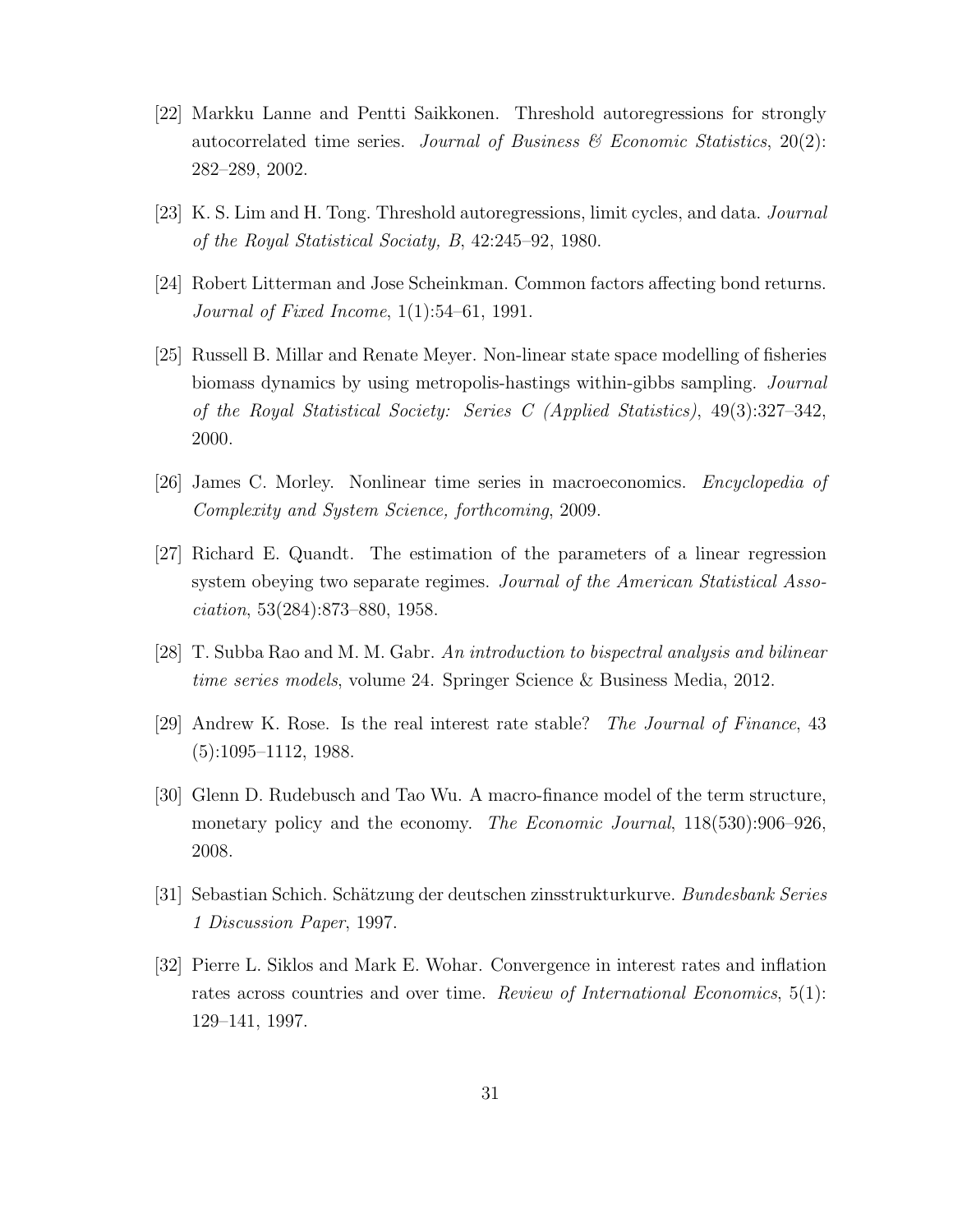[22] Markku Lanne and Pentti Saikkonen. Threshold autoregressions for strongly autocorrelated time series. *Journal of Business & Economic Statistics*, 20(2): 282–289, 2002.

[23] K. S. Lim and H. Tong. Threshold autoregressions, limit cycles, and data. *Journal of the Royal Statistical Sociaty, B*, 42:245–92, 1980.

[24] Robert Litterman and Jose Scheinkman. Common factors affecting bond returns. *Journal of Fixed Income*, 1(1):54–61, 1991.

[25] Russell B. Millar and Renate Meyer. Non-linear state space modelling of fisheries biomass dynamics by using metropolis-hastings within-gibbs sampling. *Journal of the Royal Statistical Society: Series C (Applied Statistics)*, 49(3):327–342, 2000.

[26] James C. Morley. Nonlinear time series in macroeconomics. *Encyclopedia of Complexity and System Science, forthcoming*, 2009.

[27] Richard E. Quandt. The estimation of the parameters of a linear regression system obeying two separate regimes. *Journal of the American Statistical Association*, 53(284):873–880, 1958.

[28] T. Subba Rao and M. M. Gabr. *An introduction to bispectral analysis and bilinear time series models*, volume 24. Springer Science & Business Media, 2012.

[29] Andrew K. Rose. Is the real interest rate stable? *The Journal of Finance*, 43 (5):1095–1112, 1988.

[30] Glenn D. Rudebusch and Tao Wu. A macro-finance model of the term structure, monetary policy and the economy. *The Economic Journal*, 118(530):906–926, 2008.

[31] Sebastian Schich. Schätzung der deutschen zinsstrukturkurve. *Bundesbank Series 1 Discussion Paper*, 1997.

[32] Pierre L. Siklos and Mark E. Wohar. Convergence in interest rates and inflation rates across countries and over time. *Review of International Economics*, 5(1): 129–141, 1997.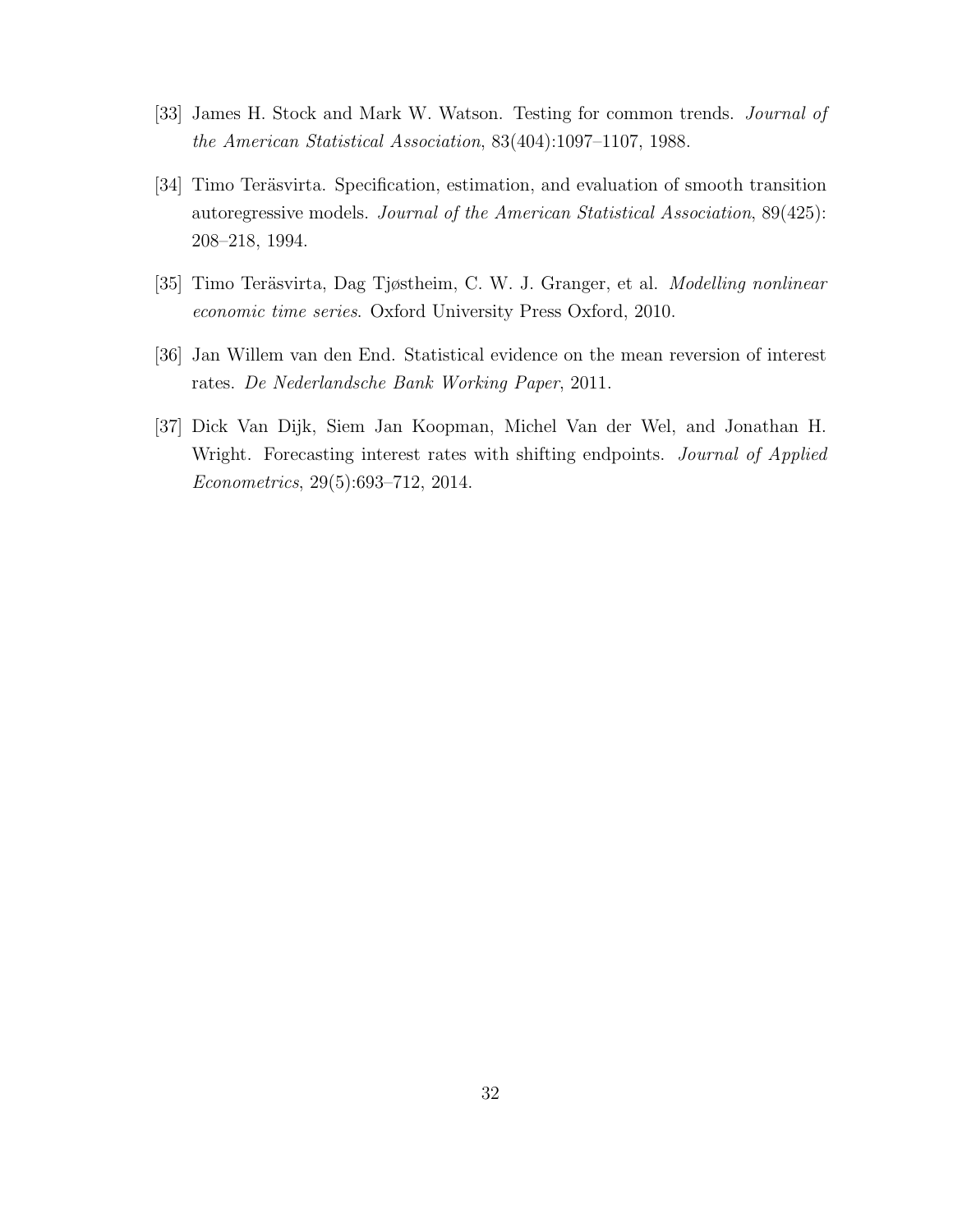[33] James H. Stock and Mark W. Watson. Testing for common trends. *Journal of the American Statistical Association*, 83(404):1097–1107, 1988.

[34] Timo Teräsvirta. Specification, estimation, and evaluation of smooth transition autoregressive models. *Journal of the American Statistical Association*, 89(425): 208–218, 1994.

[35] Timo Teräsvirta, Dag Tjøstheim, C. W. J. Granger, et al. *Modelling nonlinear economic time series*. Oxford University Press Oxford, 2010.

[36] Jan Willem van den End. Statistical evidence on the mean reversion of interest rates. *De Nederlandsche Bank Working Paper*, 2011.

[37] Dick Van Dijk, Siem Jan Koopman, Michel Van der Wel, and Jonathan H. Wright. Forecasting interest rates with shifting endpoints. *Journal of Applied Econometrics*, 29(5):693–712, 2014.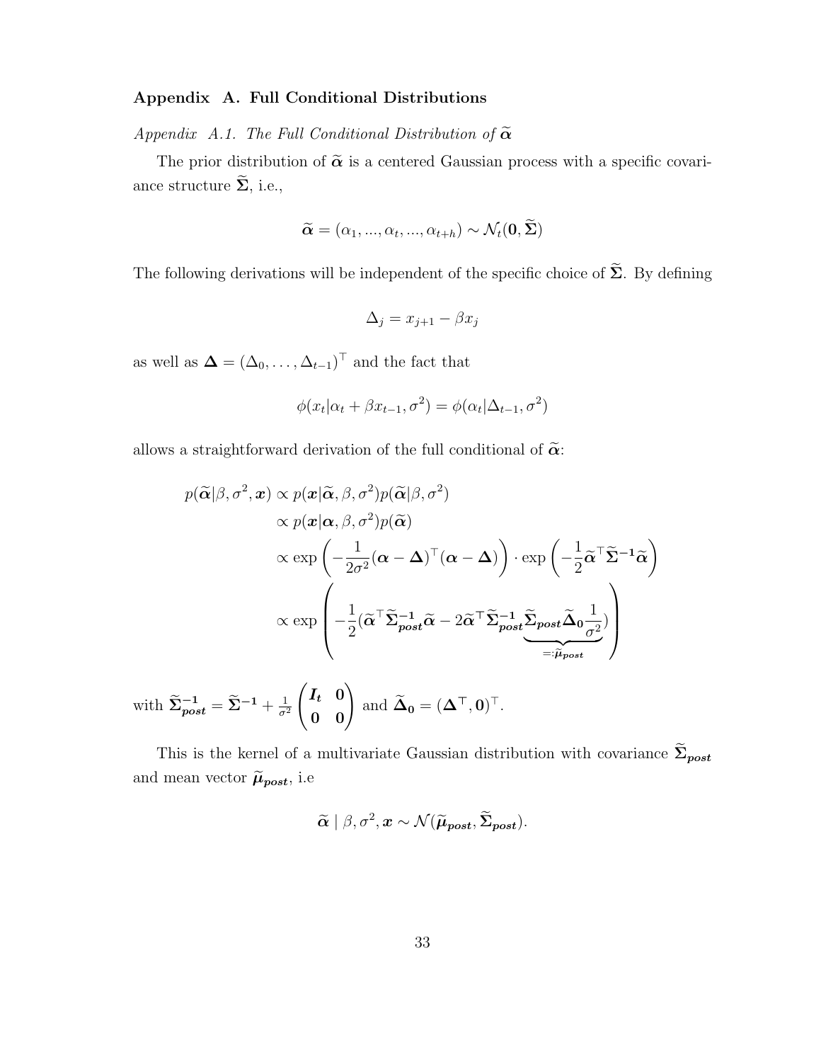## Appendix A. Full Conditional Distributions

### *Appendix A.1. The Full Conditional Distribution of $\widetilde{\boldsymbol{\alpha}}$*

The prior distribution of $\widetilde{\boldsymbol{\alpha}}$ is a centered Gaussian process with a specific covariance structure $\widetilde{\boldsymbol{\Sigma}}$, i.e.,

$$\widetilde{\boldsymbol{\alpha}} = (\alpha_1, ..., \alpha_t, ..., \alpha_{t+h}) \sim \mathcal{N}_t(\mathbf{0}, \widetilde{\boldsymbol{\Sigma}})$$

The following derivations will be independent of the specific choice of $\widetilde{\boldsymbol{\Sigma}}$. By defining

$$\Delta_j = x_{j+1} - \beta x_j$$

as well as $\boldsymbol{\Delta} = (\Delta_0, \dots, \Delta_{t-1})^\top$ and the fact that

$$\phi(x_t | \alpha_t + \beta x_{t-1}, \sigma^2) = \phi(\alpha_t | \Delta_{t-1}, \sigma^2)$$

allows a straightforward derivation of the full conditional of $\widetilde{\boldsymbol{\alpha}}$:

$$
\begin{aligned}
p(\widetilde{\boldsymbol{\alpha}} | \beta, \sigma^2, \boldsymbol{x}) &\propto p(\boldsymbol{x} | \widetilde{\boldsymbol{\alpha}}, \beta, \sigma^2) p(\widetilde{\boldsymbol{\alpha}} | \beta, \sigma^2) \\
&\propto p(\boldsymbol{x} | \boldsymbol{\alpha}, \beta, \sigma^2) p(\widetilde{\boldsymbol{\alpha}}) \\
&\propto \exp\left( -\frac{1}{2\sigma^2} (\boldsymbol{\alpha} - \boldsymbol{\Delta})^\top (\boldsymbol{\alpha} - \boldsymbol{\Delta}) \right) \cdot \exp\left( -\frac{1}{2} \widetilde{\boldsymbol{\alpha}}^\top \widetilde{\boldsymbol{\Sigma}}^{-1} \widetilde{\boldsymbol{\alpha}} \right) \\
&\propto \exp\left( -\frac{1}{2} (\widetilde{\boldsymbol{\alpha}}^\top \widetilde{\boldsymbol{\Sigma}}_{post}^{-1} \widetilde{\boldsymbol{\alpha}} - 2\widetilde{\boldsymbol{\alpha}}^\top \widetilde{\boldsymbol{\Sigma}}_{post}^{-1} \underbrace{\widetilde{\boldsymbol{\Sigma}}_{post} \widetilde{\boldsymbol{\Delta}}_{\mathbf{0}} \frac{1}{\sigma^2}}_{=:\widetilde{\boldsymbol{\mu}}_{post}}) \right)
\end{aligned}
$$

with $\widetilde{\boldsymbol{\Sigma}}_{post}^{-1} = \widetilde{\boldsymbol{\Sigma}}^{-1} + \frac{1}{\sigma^2} \begin{pmatrix} \boldsymbol{I_t} & \mathbf{0} \\ \mathbf{0} & \mathbf{0} \end{pmatrix}$ and $\widetilde{\boldsymbol{\Delta}}_{\mathbf{0}} = (\boldsymbol{\Delta}^\top, \mathbf{0})^\top$.

This is the kernel of a multivariate Gaussian distribution with covariance $\widetilde{\boldsymbol{\Sigma}}_{post}$ and mean vector $\widetilde{\boldsymbol{\mu}}_{post}$, i.e

$$\widetilde{\boldsymbol{\alpha}} \mid \beta, \sigma^2, \boldsymbol{x} \sim \mathcal{N}(\widetilde{\boldsymbol{\mu}}_{post}, \widetilde{\boldsymbol{\Sigma}}_{post}).$$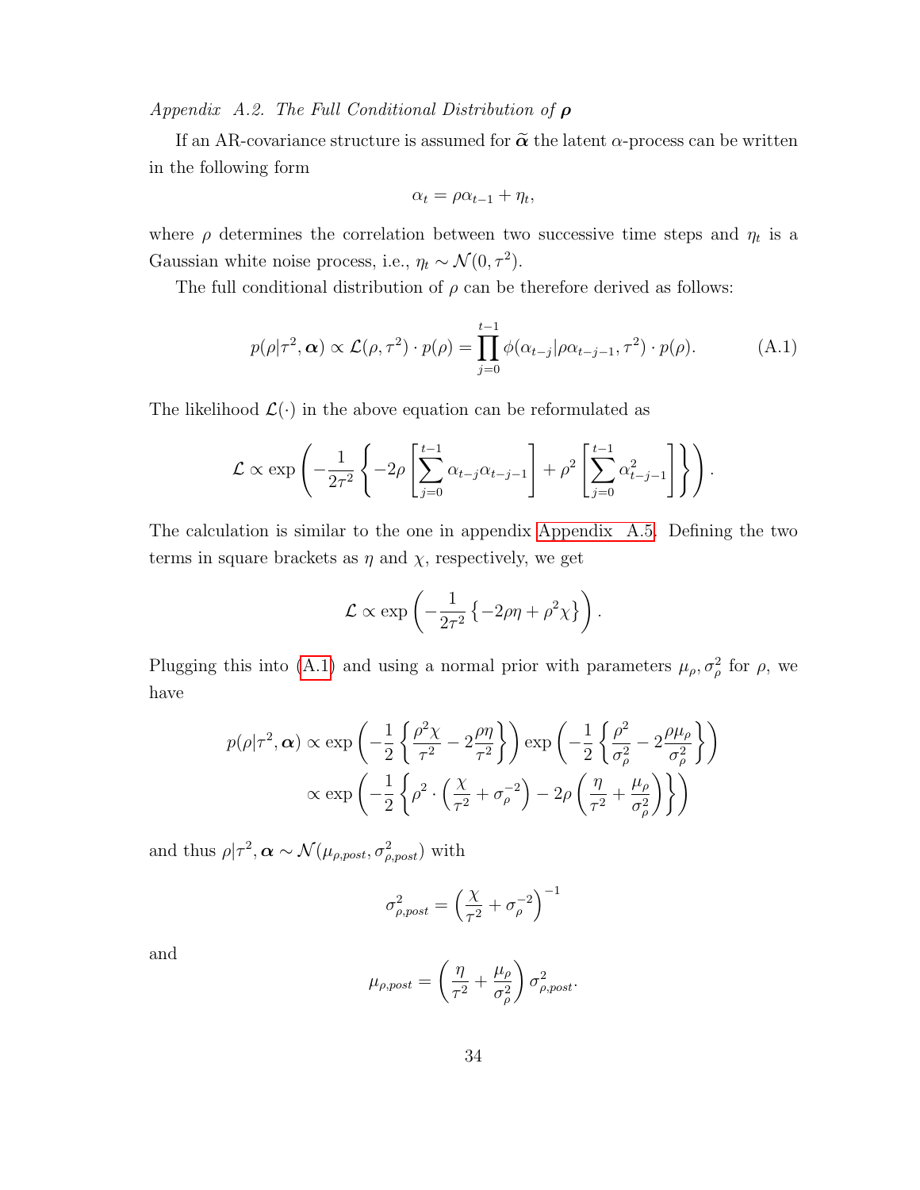*Appendix A.2. The Full Conditional Distribution of* $\boldsymbol{\rho}$

If an AR-covariance structure is assumed for $\widetilde{\boldsymbol{\alpha}}$ the latent $\alpha$-process can be written in the following form

$$\alpha_t = \rho\alpha_{t-1} + \eta_t,$$

where $\rho$ determines the correlation between two successive time steps and $\eta_t$ is a Gaussian white noise process, i.e., $\eta_t \sim \mathcal{N}(0, \tau^2)$.

The full conditional distribution of $\rho$ can be therefore derived as follows:

$$p(\rho|\tau^2, \boldsymbol{\alpha}) \propto \mathcal{L}(\rho, \tau^2) \cdot p(\rho) = \prod_{j=0}^{t-1} \phi(\alpha_{t-j}|\rho\alpha_{t-j-1}, \tau^2) \cdot p(\rho). \tag{A.1}$$

The likelihood $\mathcal{L}(\cdot)$ in the above equation can be reformulated as

$$\mathcal{L} \propto \exp\left(-\frac{1}{2\tau^2}\left\{-2\rho\left[\sum_{j=0}^{t-1}\alpha_{t-j}\alpha_{t-j-1}\right] + \rho^2\left[\sum_{j=0}^{t-1}\alpha_{t-j-1}^2\right]\right\}\right).$$

The calculation is similar to the one in appendix Appendix A.5. Defining the two terms in square brackets as $\eta$ and $\chi$, respectively, we get

$$\mathcal{L} \propto \exp\left(-\frac{1}{2\tau^2}\left\{-2\rho\eta + \rho^2\chi\right\}\right).$$

Plugging this into (A.1) and using a normal prior with parameters $\mu_\rho, \sigma_\rho^2$ for $\rho$, we have

$$\begin{aligned}
p(\rho|\tau^2, \boldsymbol{\alpha}) &\propto \exp\left(-\frac{1}{2}\left\{\frac{\rho^2\chi}{\tau^2} - 2\frac{\rho\eta}{\tau^2}\right\}\right)\exp\left(-\frac{1}{2}\left\{\frac{\rho^2}{\sigma_\rho^2} - 2\frac{\rho\mu_\rho}{\sigma_\rho^2}\right\}\right) \\
&\propto \exp\left(-\frac{1}{2}\left\{\rho^2 \cdot \left(\frac{\chi}{\tau^2} + \sigma_\rho^{-2}\right) - 2\rho\left(\frac{\eta}{\tau^2} + \frac{\mu_\rho}{\sigma_\rho^2}\right)\right\}\right)
\end{aligned}$$

and thus $\rho|\tau^2, \boldsymbol{\alpha} \sim \mathcal{N}(\mu_{\rho,post}, \sigma_{\rho,post}^2)$ with

$$\sigma_{\rho,post}^2 = \left(\frac{\chi}{\tau^2} + \sigma_\rho^{-2}\right)^{-1}$$

and

$$\mu_{\rho,post} = \left(\frac{\eta}{\tau^2} + \frac{\mu_\rho}{\sigma_\rho^2}\right)\sigma_{\rho,post}^2.$$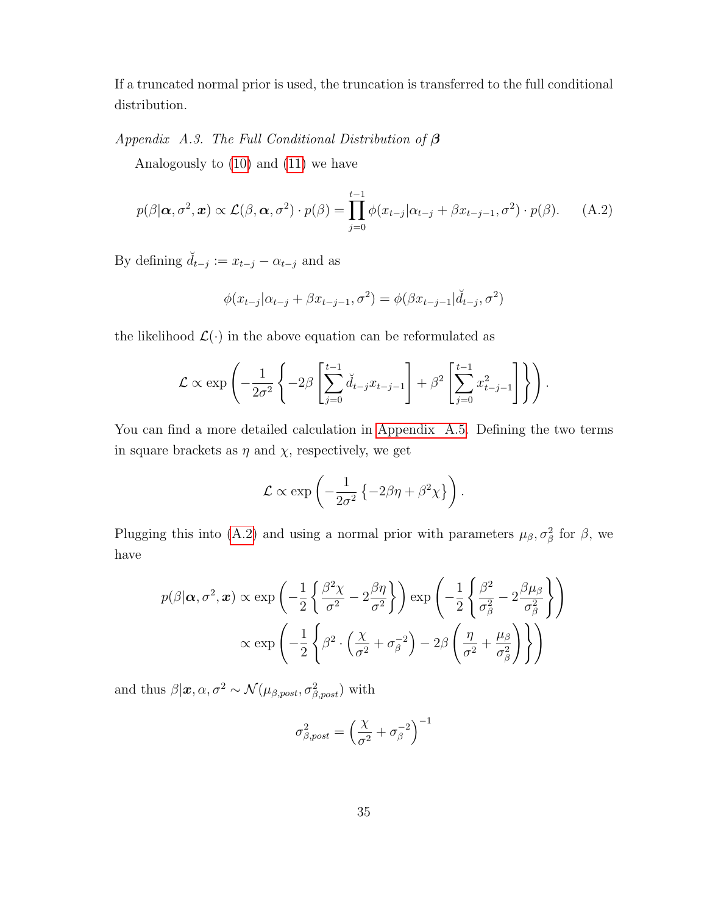If a truncated normal prior is used, the truncation is transferred to the full conditional distribution.

*Appendix A.3. The Full Conditional Distribution of* $\boldsymbol{\beta}$

Analogously to (10) and (11) we have

$$p(\beta|\boldsymbol{\alpha}, \sigma^2, \boldsymbol{x}) \propto \mathcal{L}(\beta, \boldsymbol{\alpha}, \sigma^2) \cdot p(\beta) = \prod_{j=0}^{t-1} \phi(x_{t-j}|\alpha_{t-j} + \beta x_{t-j-1}, \sigma^2) \cdot p(\beta). \tag{A.2}$$

By defining $\breve{d}_{t-j} := x_{t-j} - \alpha_{t-j}$ and as

$$\phi(x_{t-j}|\alpha_{t-j} + \beta x_{t-j-1}, \sigma^2) = \phi(\beta x_{t-j-1}|\breve{d}_{t-j}, \sigma^2)$$

the likelihood $\mathcal{L}(\cdot)$ in the above equation can be reformulated as

$$\mathcal{L} \propto \exp\left(-\frac{1}{2\sigma^2}\left\{-2\beta\left[\sum_{j=0}^{t-1} \breve{d}_{t-j} x_{t-j-1}\right] + \beta^2\left[\sum_{j=0}^{t-1} x_{t-j-1}^2\right]\right\}\right).$$

You can find a more detailed calculation in Appendix A.5. Defining the two terms in square brackets as $\eta$ and $\chi$, respectively, we get

$$\mathcal{L} \propto \exp\left(-\frac{1}{2\sigma^2}\left\{-2\beta\eta + \beta^2\chi\right\}\right).$$

Plugging this into (A.2) and using a normal prior with parameters $\mu_\beta, \sigma_\beta^2$ for $\beta$, we have

$$\begin{aligned} p(\beta|\boldsymbol{\alpha}, \sigma^2, \boldsymbol{x}) &\propto \exp\left(-\frac{1}{2}\left\{\frac{\beta^2\chi}{\sigma^2} - 2\frac{\beta\eta}{\sigma^2}\right\}\right) \exp\left(-\frac{1}{2}\left\{\frac{\beta^2}{\sigma_\beta^2} - 2\frac{\beta\mu_\beta}{\sigma_\beta^2}\right\}\right) \\ &\propto \exp\left(-\frac{1}{2}\left\{\beta^2 \cdot \left(\frac{\chi}{\sigma^2} + \sigma_\beta^{-2}\right) - 2\beta\left(\frac{\eta}{\sigma^2} + \frac{\mu_\beta}{\sigma_\beta^2}\right)\right\}\right) \end{aligned}$$

and thus $\beta|\boldsymbol{x}, \alpha, \sigma^2 \sim \mathcal{N}(\mu_{\beta,post}, \sigma_{\beta,post}^2)$ with

$$\sigma_{\beta,post}^2 = \left(\frac{\chi}{\sigma^2} + \sigma_\beta^{-2}\right)^{-1}$$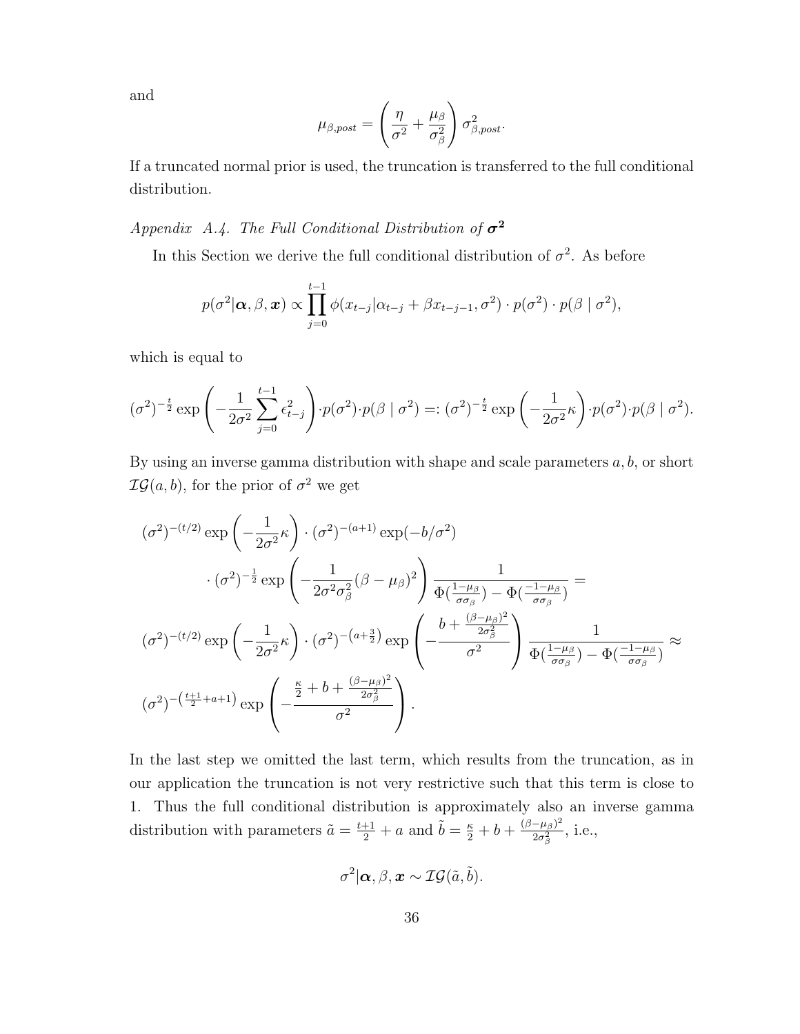and

$$\mu_{\beta,post} = \left(\frac{\eta}{\sigma^2} + \frac{\mu_\beta}{\sigma_\beta^2}\right)\sigma_{\beta,post}^2.$$

If a truncated normal prior is used, the truncation is transferred to the full conditional distribution.

*Appendix A.4. The Full Conditional Distribution of* $\boldsymbol{\sigma^2}$

In this Section we derive the full conditional distribution of $\sigma^2$. As before

$$p(\sigma^2|\boldsymbol{\alpha},\beta,\boldsymbol{x}) \propto \prod_{j=0}^{t-1} \phi(x_{t-j}|\alpha_{t-j} + \beta x_{t-j-1}, \sigma^2) \cdot p(\sigma^2) \cdot p(\beta \mid \sigma^2),$$

which is equal to

$$(\sigma^2)^{-\frac{t}{2}} \exp\left(-\frac{1}{2\sigma^2}\sum_{j=0}^{t-1}\epsilon_{t-j}^2\right)\cdot p(\sigma^2)\cdot p(\beta \mid \sigma^2) =: (\sigma^2)^{-\frac{t}{2}} \exp\left(-\frac{1}{2\sigma^2}\kappa\right)\cdot p(\sigma^2)\cdot p(\beta \mid \sigma^2).$$

By using an inverse gamma distribution with shape and scale parameters $a, b$, or short $\mathcal{IG}(a,b)$, for the prior of $\sigma^2$ we get

$$\begin{aligned}
&(\sigma^2)^{-(t/2)} \exp\left(-\frac{1}{2\sigma^2}\kappa\right)\cdot(\sigma^2)^{-(a+1)}\exp(-b/\sigma^2) \\
&\qquad \cdot (\sigma^2)^{-\frac{1}{2}} \exp\left(-\frac{1}{2\sigma^2\sigma_\beta^2}(\beta-\mu_\beta)^2\right)\frac{1}{\Phi(\frac{1-\mu_\beta}{\sigma\sigma_\beta}) - \Phi(\frac{-1-\mu_\beta}{\sigma\sigma_\beta})} = \\
&(\sigma^2)^{-(t/2)} \exp\left(-\frac{1}{2\sigma^2}\kappa\right)\cdot(\sigma^2)^{-\left(a+\frac{3}{2}\right)}\exp\left(-\frac{b+\frac{(\beta-\mu_\beta)^2}{2\sigma_\beta^2}}{\sigma^2}\right)\frac{1}{\Phi(\frac{1-\mu_\beta}{\sigma\sigma_\beta}) - \Phi(\frac{-1-\mu_\beta}{\sigma\sigma_\beta})} \approx \\
&(\sigma^2)^{-\left(\frac{t+1}{2}+a+1\right)}\exp\left(-\frac{\frac{\kappa}{2}+b+\frac{(\beta-\mu_\beta)^2}{2\sigma_\beta^2}}{\sigma^2}\right).
\end{aligned}$$

In the last step we omitted the last term, which results from the truncation, as in our application the truncation is not very restrictive such that this term is close to 1. Thus the full conditional distribution is approximately also an inverse gamma distribution with parameters $\tilde{a} = \frac{t+1}{2} + a$ and $\tilde{b} = \frac{\kappa}{2} + b + \frac{(\beta-\mu_\beta)^2}{2\sigma_\beta^2}$, i.e.,

$$\sigma^2|\boldsymbol{\alpha},\beta,\boldsymbol{x} \sim \mathcal{IG}(\tilde{a},\tilde{b}).$$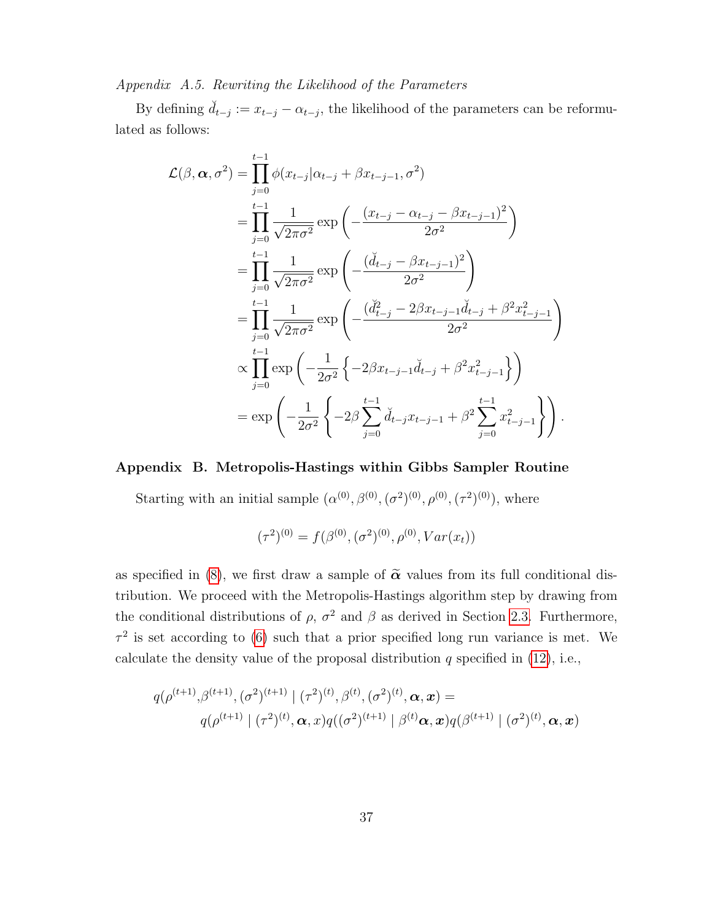*Appendix A.5. Rewriting the Likelihood of the Parameters*

By defining $\breve{d}_{t-j} := x_{t-j} - \alpha_{t-j}$, the likelihood of the parameters can be reformulated as follows:

$$
\begin{aligned}
\mathcal{L}(\beta, \boldsymbol{\alpha}, \sigma^2) &= \prod_{j=0}^{t-1} \phi(x_{t-j} | \alpha_{t-j} + \beta x_{t-j-1}, \sigma^2) \\
&= \prod_{j=0}^{t-1} \frac{1}{\sqrt{2\pi\sigma^2}} \exp\left( -\frac{(x_{t-j} - \alpha_{t-j} - \beta x_{t-j-1})^2}{2\sigma^2} \right) \\
&= \prod_{j=0}^{t-1} \frac{1}{\sqrt{2\pi\sigma^2}} \exp\left( -\frac{(\breve{d}_{t-j} - \beta x_{t-j-1})^2}{2\sigma^2} \right) \\
&= \prod_{j=0}^{t-1} \frac{1}{\sqrt{2\pi\sigma^2}} \exp\left( -\frac{(\breve{d}_{t-j}^2 - 2\beta x_{t-j-1}\breve{d}_{t-j} + \beta^2 x_{t-j-1}^2}{2\sigma^2} \right) \\
&\propto \prod_{j=0}^{t-1} \exp\left( -\frac{1}{2\sigma^2} \left\{ -2\beta x_{t-j-1}\breve{d}_{t-j} + \beta^2 x_{t-j-1}^2 \right\} \right) \\
&= \exp\left( -\frac{1}{2\sigma^2} \left\{ -2\beta \sum_{j=0}^{t-1} \breve{d}_{t-j} x_{t-j-1} + \beta^2 \sum_{j=0}^{t-1} x_{t-j-1}^2 \right\} \right).
\end{aligned}
$$

## Appendix B. Metropolis-Hastings within Gibbs Sampler Routine

Starting with an initial sample $(\alpha^{(0)}, \beta^{(0)}, (\sigma^2)^{(0)}, \rho^{(0)}, (\tau^2)^{(0)})$, where

$$
(\tau^2)^{(0)} = f(\beta^{(0)}, (\sigma^2)^{(0)}, \rho^{(0)}, Var(x_t))
$$

as specified in (8), we first draw a sample of $\widetilde{\boldsymbol{\alpha}}$ values from its full conditional distribution. We proceed with the Metropolis-Hastings algorithm step by drawing from the conditional distributions of $\rho$, $\sigma^2$ and $\beta$ as derived in Section 2.3. Furthermore, $\tau^2$ is set according to (6) such that a prior specified long run variance is met. We calculate the density value of the proposal distribution $q$ specified in (12), i.e.,

$$
\begin{aligned}
q(\rho^{(t+1)}, &\beta^{(t+1)}, (\sigma^2)^{(t+1)} \mid (\tau^2)^{(t)}, \beta^{(t)}, (\sigma^2)^{(t)}, \boldsymbol{\alpha}, \boldsymbol{x}) = \\
&q(\rho^{(t+1)} \mid (\tau^2)^{(t)}, \boldsymbol{\alpha}, x) q((\sigma^2)^{(t+1)} \mid \beta^{(t)} \boldsymbol{\alpha}, \boldsymbol{x}) q(\beta^{(t+1)} \mid (\sigma^2)^{(t)}, \boldsymbol{\alpha}, \boldsymbol{x})
\end{aligned}
$$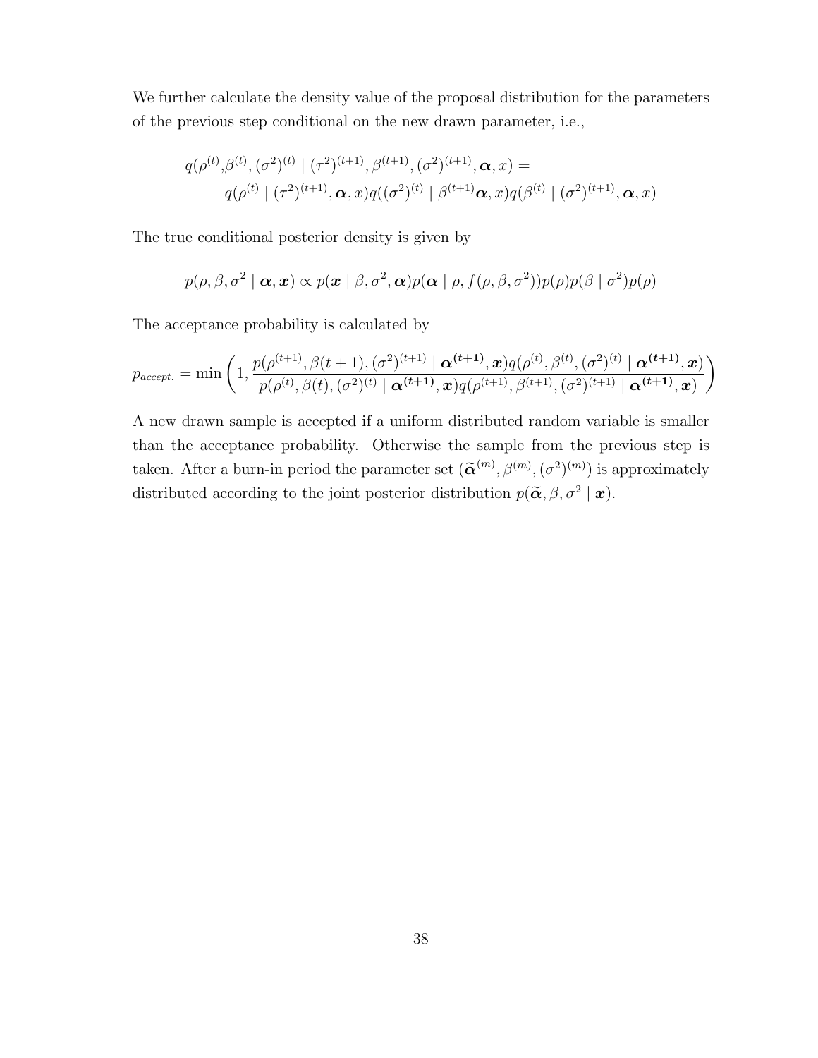We further calculate the density value of the proposal distribution for the parameters of the previous step conditional on the new drawn parameter, i.e.,

$$
\begin{aligned}
q(\rho^{(t)}, & \beta^{(t)}, (\sigma^2)^{(t)} \mid (\tau^2)^{(t+1)}, \beta^{(t+1)}, (\sigma^2)^{(t+1)}, \boldsymbol{\alpha}, x) = \\
& q(\rho^{(t)} \mid (\tau^2)^{(t+1)}, \boldsymbol{\alpha}, x) q((\sigma^2)^{(t)} \mid \beta^{(t+1)} \boldsymbol{\alpha}, x) q(\beta^{(t)} \mid (\sigma^2)^{(t+1)}, \boldsymbol{\alpha}, x)
\end{aligned}
$$

The true conditional posterior density is given by

$$
p(\rho, \beta, \sigma^2 \mid \boldsymbol{\alpha}, \boldsymbol{x}) \propto p(\boldsymbol{x} \mid \beta, \sigma^2, \boldsymbol{\alpha}) p(\boldsymbol{\alpha} \mid \rho, f(\rho, \beta, \sigma^2)) p(\rho) p(\beta \mid \sigma^2) p(\rho)
$$

The acceptance probability is calculated by

$$
p_{accept.} = \min\left(1, \frac{p(\rho^{(t+1)}, \beta(t+1), (\sigma^2)^{(t+1)} \mid \boldsymbol{\alpha^{(t+1)}}, \boldsymbol{x}) q(\rho^{(t)}, \beta^{(t)}, (\sigma^2)^{(t)} \mid \boldsymbol{\alpha^{(t+1)}}, \boldsymbol{x})}{p(\rho^{(t)}, \beta(t), (\sigma^2)^{(t)} \mid \boldsymbol{\alpha^{(t+1)}}, \boldsymbol{x}) q(\rho^{(t+1)}, \beta^{(t+1)}, (\sigma^2)^{(t+1)} \mid \boldsymbol{\alpha^{(t+1)}}, \boldsymbol{x})}\right)
$$

A new drawn sample is accepted if a uniform distributed random variable is smaller than the acceptance probability. Otherwise the sample from the previous step is taken. After a burn-in period the parameter set $(\widetilde{\boldsymbol{\alpha}}^{(m)}, \beta^{(m)}, (\sigma^2)^{(m)})$ is approximately distributed according to the joint posterior distribution $p(\widetilde{\boldsymbol{\alpha}}, \beta, \sigma^2 \mid \boldsymbol{x})$.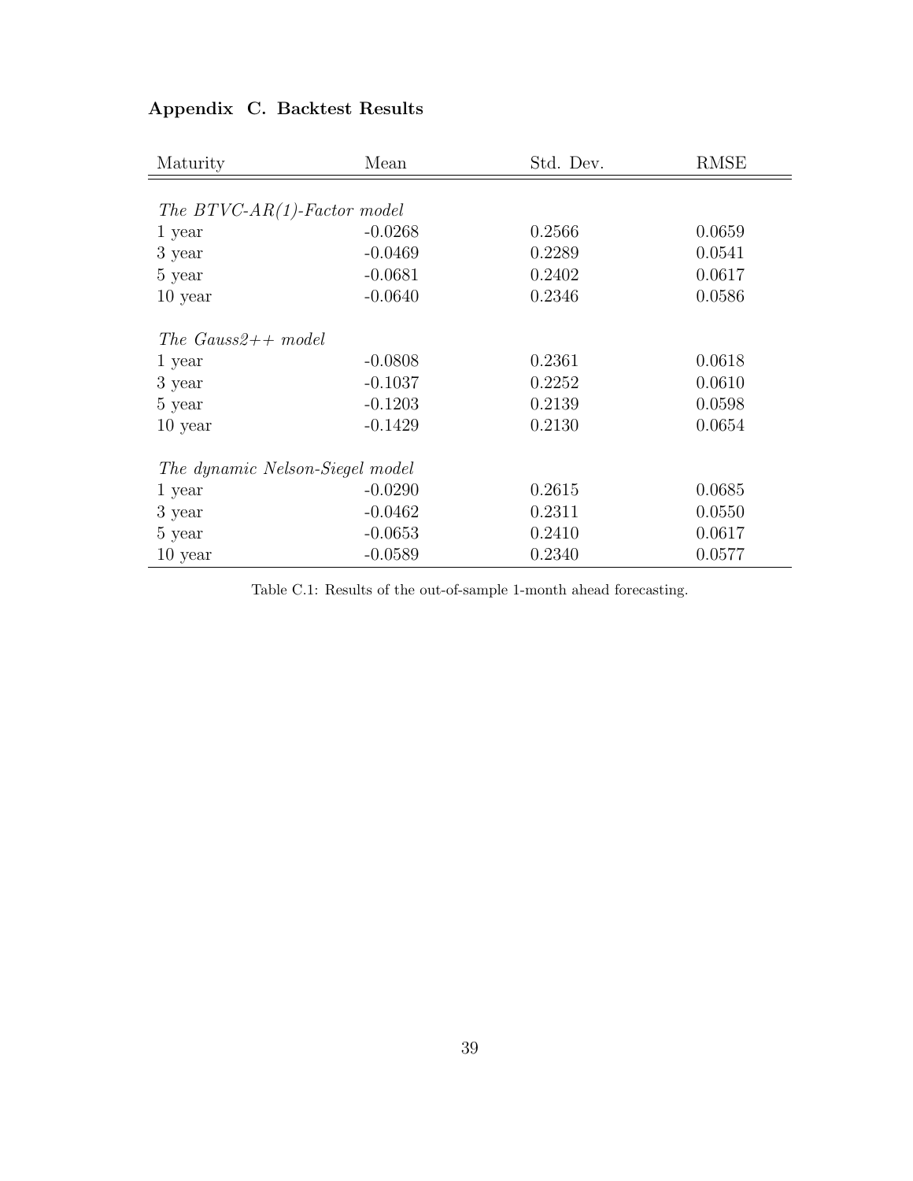## Appendix C. Backtest Results

| Maturity | Mean | Std. Dev. | RMSE |
|---|---|---|---|
| *The BTVC-AR(1)-Factor model* | | | |
| 1 year | -0.0268 | 0.2566 | 0.0659 |
| 3 year | -0.0469 | 0.2289 | 0.0541 |
| 5 year | -0.0681 | 0.2402 | 0.0617 |
| 10 year | -0.0640 | 0.2346 | 0.0586 |
| *The Gauss2++ model* | | | |
| 1 year | -0.0808 | 0.2361 | 0.0618 |
| 3 year | -0.1037 | 0.2252 | 0.0610 |
| 5 year | -0.1203 | 0.2139 | 0.0598 |
| 10 year | -0.1429 | 0.2130 | 0.0654 |
| *The dynamic Nelson-Siegel model* | | | |
| 1 year | -0.0290 | 0.2615 | 0.0685 |
| 3 year | -0.0462 | 0.2311 | 0.0550 |
| 5 year | -0.0653 | 0.2410 | 0.0617 |
| 10 year | -0.0589 | 0.2340 | 0.0577 |

Table C.1: Results of the out-of-sample 1-month ahead forecasting.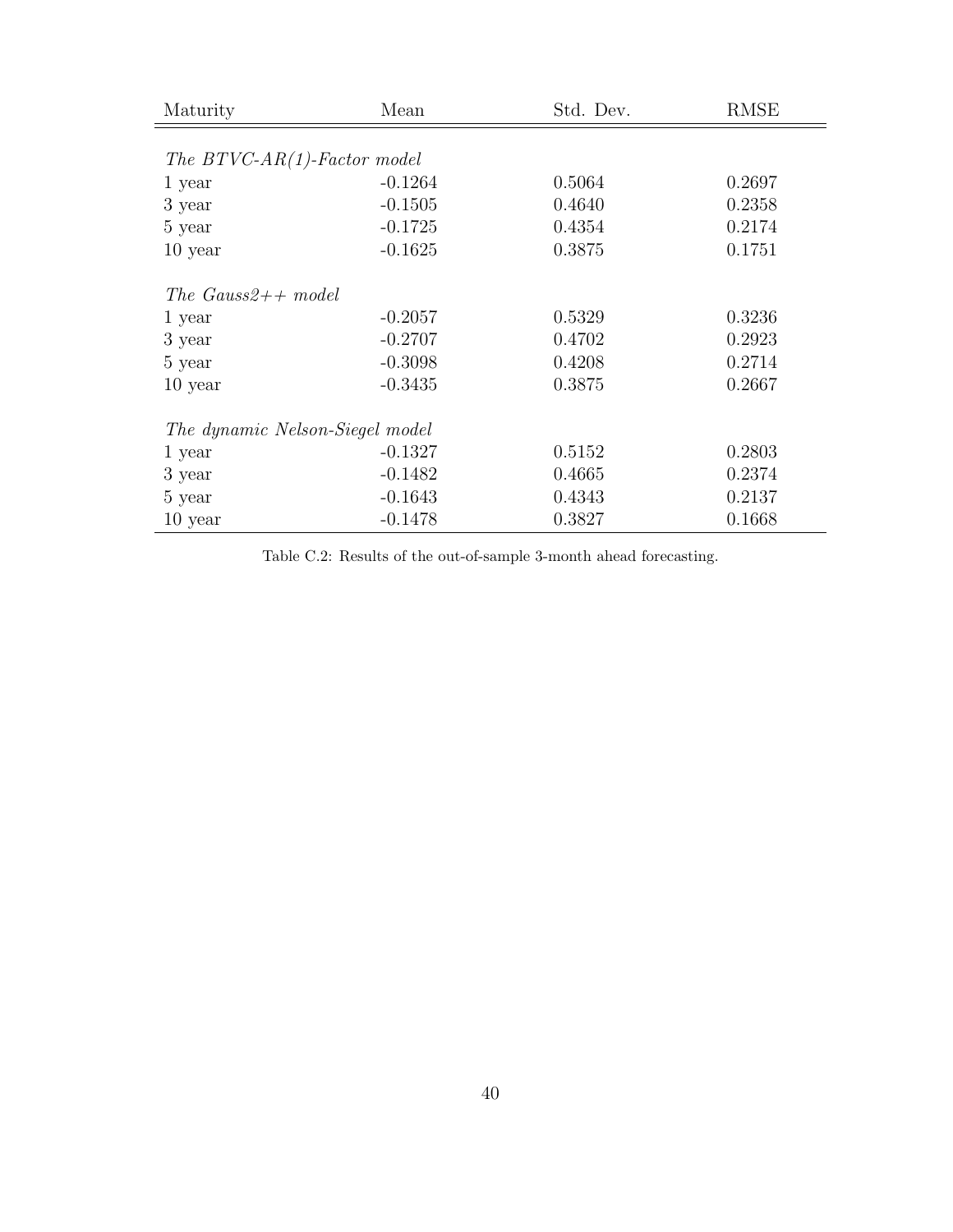| Maturity | Mean | Std. Dev. | RMSE |
|---|---|---|---|
| *The BTVC-AR(1)-Factor model* | | | |
| 1 year | -0.1264 | 0.5064 | 0.2697 |
| 3 year | -0.1505 | 0.4640 | 0.2358 |
| 5 year | -0.1725 | 0.4354 | 0.2174 |
| 10 year | -0.1625 | 0.3875 | 0.1751 |
| *The Gauss2++ model* | | | |
| 1 year | -0.2057 | 0.5329 | 0.3236 |
| 3 year | -0.2707 | 0.4702 | 0.2923 |
| 5 year | -0.3098 | 0.4208 | 0.2714 |
| 10 year | -0.3435 | 0.3875 | 0.2667 |
| *The dynamic Nelson-Siegel model* | | | |
| 1 year | -0.1327 | 0.5152 | 0.2803 |
| 3 year | -0.1482 | 0.4665 | 0.2374 |
| 5 year | -0.1643 | 0.4343 | 0.2137 |
| 10 year | -0.1478 | 0.3827 | 0.1668 |

Table C.2: Results of the out-of-sample 3-month ahead forecasting.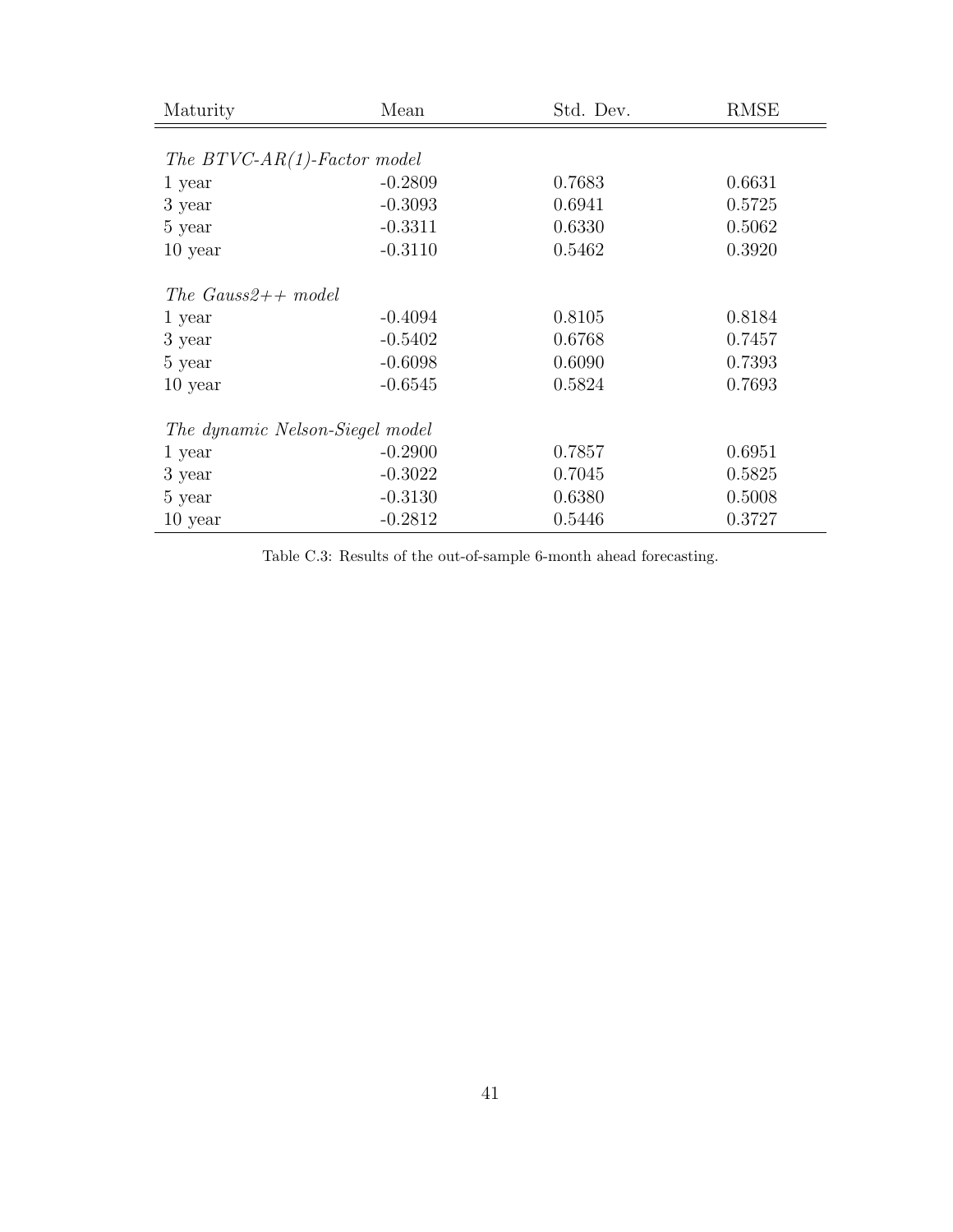| Maturity | Mean | Std. Dev. | RMSE |
|---|---|---|---|
| *The BTVC-AR(1)-Factor model* | | | |
| 1 year | -0.2809 | 0.7683 | 0.6631 |
| 3 year | -0.3093 | 0.6941 | 0.5725 |
| 5 year | -0.3311 | 0.6330 | 0.5062 |
| 10 year | -0.3110 | 0.5462 | 0.3920 |
| *The Gauss2++ model* | | | |
| 1 year | -0.4094 | 0.8105 | 0.8184 |
| 3 year | -0.5402 | 0.6768 | 0.7457 |
| 5 year | -0.6098 | 0.6090 | 0.7393 |
| 10 year | -0.6545 | 0.5824 | 0.7693 |
| *The dynamic Nelson-Siegel model* | | | |
| 1 year | -0.2900 | 0.7857 | 0.6951 |
| 3 year | -0.3022 | 0.7045 | 0.5825 |
| 5 year | -0.3130 | 0.6380 | 0.5008 |
| 10 year | -0.2812 | 0.5446 | 0.3727 |

Table C.3: Results of the out-of-sample 6-month ahead forecasting.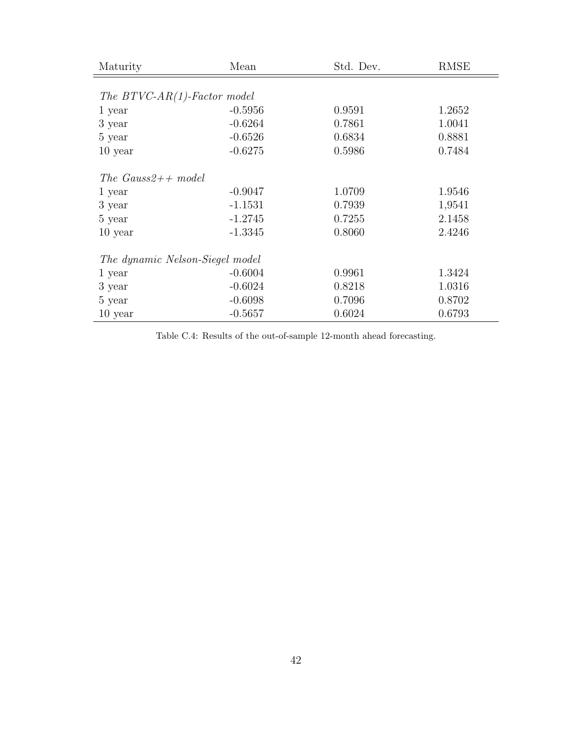| Maturity | Mean | Std. Dev. | RMSE |
|---|---|---|---|
| *The BTVC-AR(1)-Factor model* | | | |
| 1 year | -0.5956 | 0.9591 | 1.2652 |
| 3 year | -0.6264 | 0.7861 | 1.0041 |
| 5 year | -0.6526 | 0.6834 | 0.8881 |
| 10 year | -0.6275 | 0.5986 | 0.7484 |
| *The Gauss2++ model* | | | |
| 1 year | -0.9047 | 1.0709 | 1.9546 |
| 3 year | -1.1531 | 0.7939 | 1,9541 |
| 5 year | -1.2745 | 0.7255 | 2.1458 |
| 10 year | -1.3345 | 0.8060 | 2.4246 |
| *The dynamic Nelson-Siegel model* | | | |
| 1 year | -0.6004 | 0.9961 | 1.3424 |
| 3 year | -0.6024 | 0.8218 | 1.0316 |
| 5 year | -0.6098 | 0.7096 | 0.8702 |
| 10 year | -0.5657 | 0.6024 | 0.6793 |

Table C.4: Results of the out-of-sample 12-month ahead forecasting.